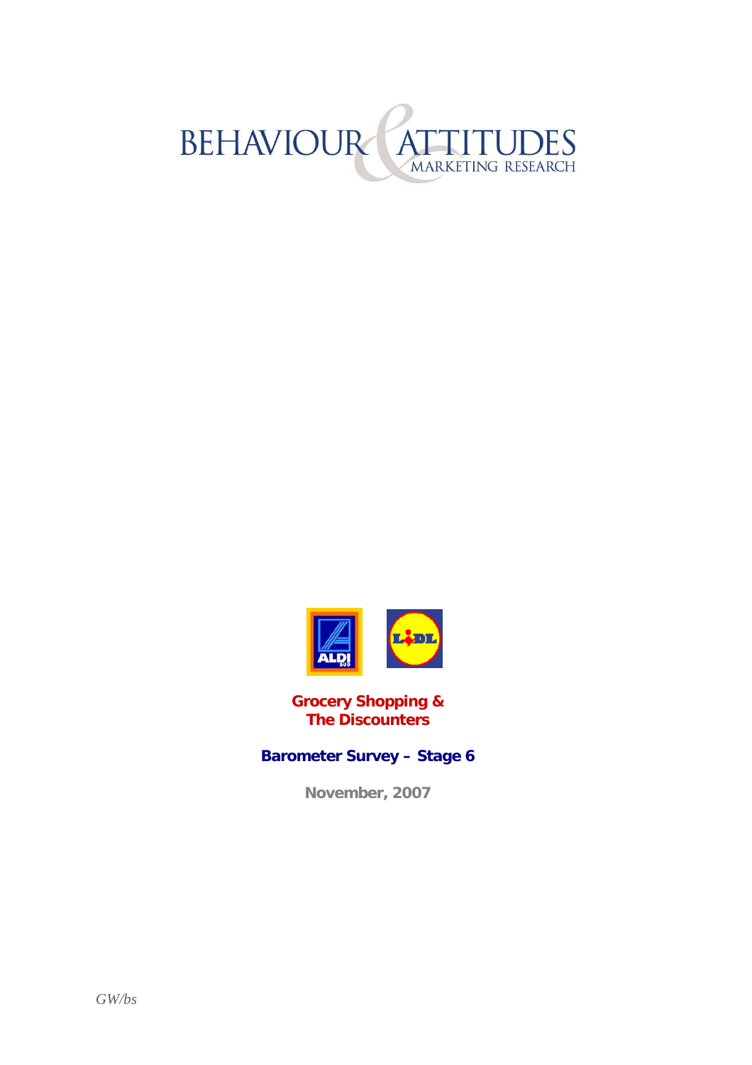BEHAVIOUR & ATTITUDES
MARKETING RESEARCH

# Grocery Shopping & The Discounters

## Barometer Survey – Stage 6

**November, 2007**

*GW/bs*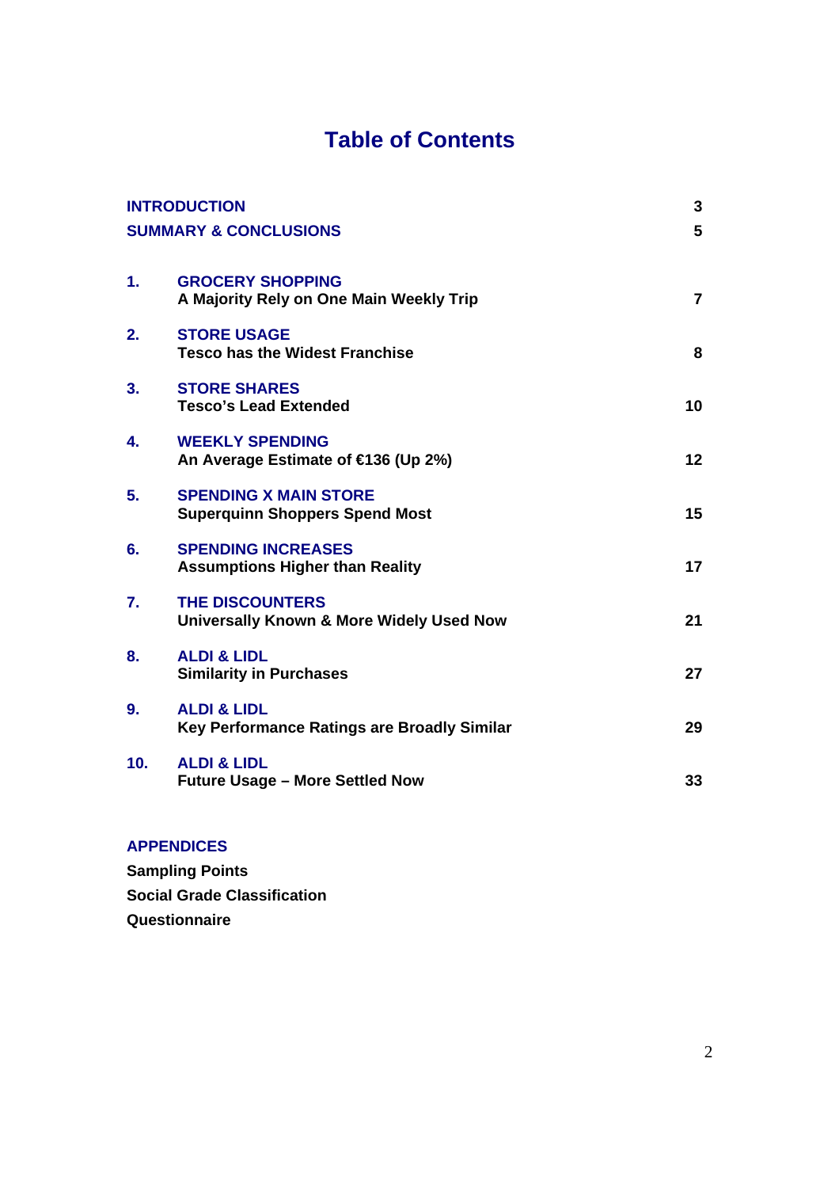# Table of Contents

| | | |
|---|---|---|
| **INTRODUCTION** | | 3 |
| **SUMMARY & CONCLUSIONS** | | 5 |
| 1. | **GROCERY SHOPPING**<br>A Majority Rely on One Main Weekly Trip | 7 |
| 2. | **STORE USAGE**<br>Tesco has the Widest Franchise | 8 |
| 3. | **STORE SHARES**<br>Tesco's Lead Extended | 10 |
| 4. | **WEEKLY SPENDING**<br>An Average Estimate of €136 (Up 2%) | 12 |
| 5. | **SPENDING X MAIN STORE**<br>Superquinn Shoppers Spend Most | 15 |
| 6. | **SPENDING INCREASES**<br>Assumptions Higher than Reality | 17 |
| 7. | **THE DISCOUNTERS**<br>Universally Known & More Widely Used Now | 21 |
| 8. | **ALDI & LIDL**<br>Similarity in Purchases | 27 |
| 9. | **ALDI & LIDL**<br>Key Performance Ratings are Broadly Similar | 29 |
| 10. | **ALDI & LIDL**<br>Future Usage – More Settled Now | 33 |

**APPENDICES**

**Sampling Points**

**Social Grade Classification**

**Questionnaire**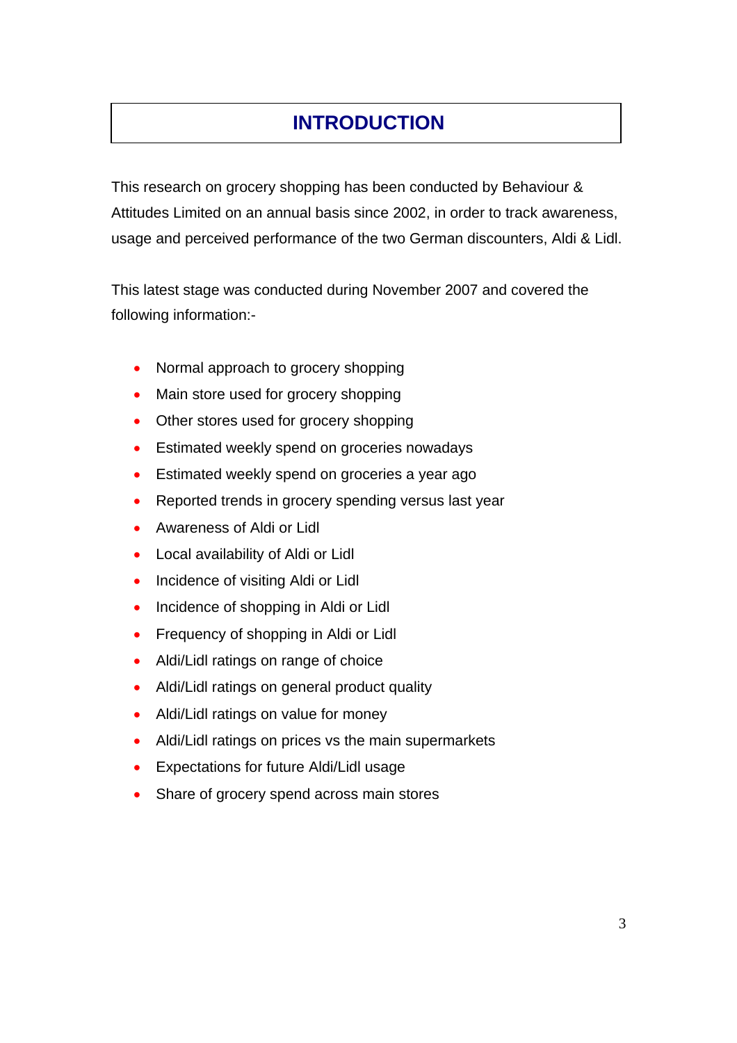# INTRODUCTION

This research on grocery shopping has been conducted by Behaviour & Attitudes Limited on an annual basis since 2002, in order to track awareness, usage and perceived performance of the two German discounters, Aldi & Lidl.

This latest stage was conducted during November 2007 and covered the following information:-

- Normal approach to grocery shopping
- Main store used for grocery shopping
- Other stores used for grocery shopping
- Estimated weekly spend on groceries nowadays
- Estimated weekly spend on groceries a year ago
- Reported trends in grocery spending versus last year
- Awareness of Aldi or Lidl
- Local availability of Aldi or Lidl
- Incidence of visiting Aldi or Lidl
- Incidence of shopping in Aldi or Lidl
- Frequency of shopping in Aldi or Lidl
- Aldi/Lidl ratings on range of choice
- Aldi/Lidl ratings on general product quality
- Aldi/Lidl ratings on value for money
- Aldi/Lidl ratings on prices vs the main supermarkets
- Expectations for future Aldi/Lidl usage
- Share of grocery spend across main stores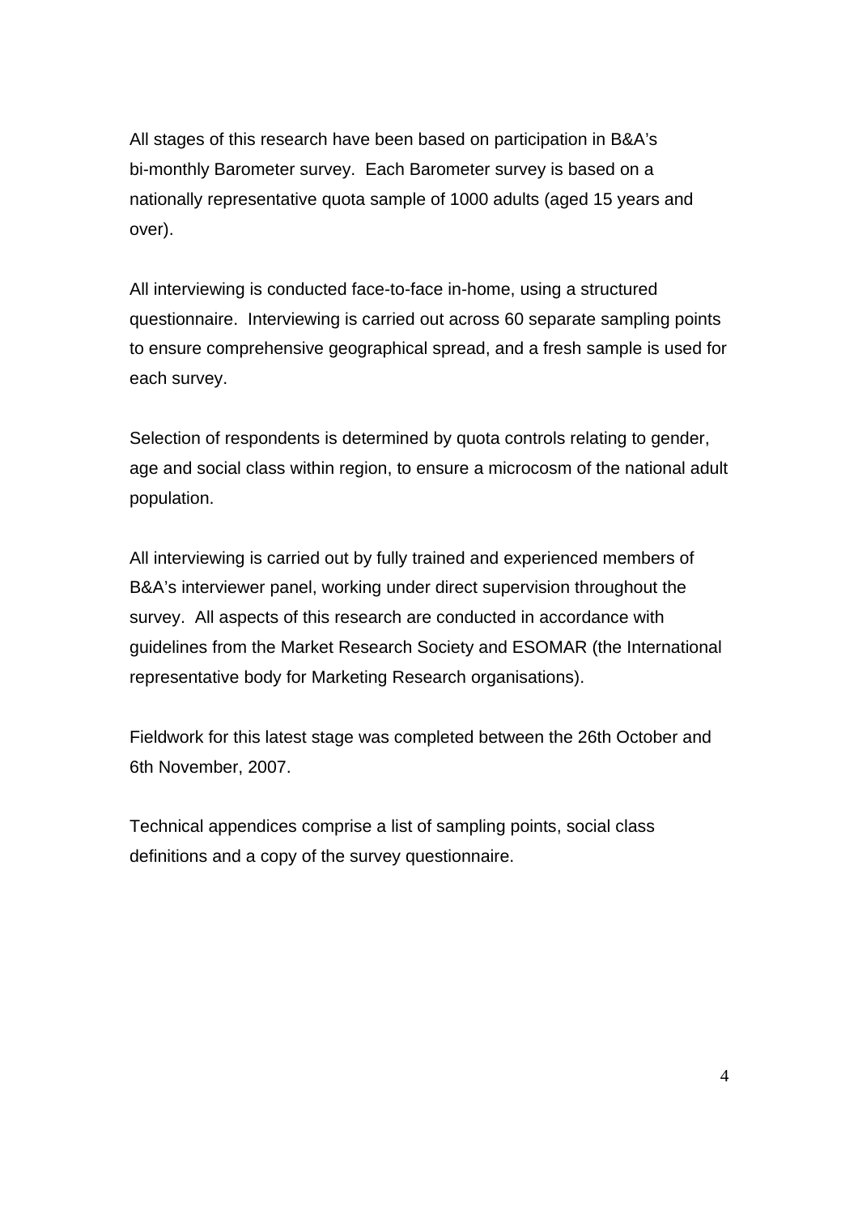All stages of this research have been based on participation in B&A's bi-monthly Barometer survey. Each Barometer survey is based on a nationally representative quota sample of 1000 adults (aged 15 years and over).

All interviewing is conducted face-to-face in-home, using a structured questionnaire. Interviewing is carried out across 60 separate sampling points to ensure comprehensive geographical spread, and a fresh sample is used for each survey.

Selection of respondents is determined by quota controls relating to gender, age and social class within region, to ensure a microcosm of the national adult population.

All interviewing is carried out by fully trained and experienced members of B&A's interviewer panel, working under direct supervision throughout the survey. All aspects of this research are conducted in accordance with guidelines from the Market Research Society and ESOMAR (the International representative body for Marketing Research organisations).

Fieldwork for this latest stage was completed between the 26th October and 6th November, 2007.

Technical appendices comprise a list of sampling points, social class definitions and a copy of the survey questionnaire.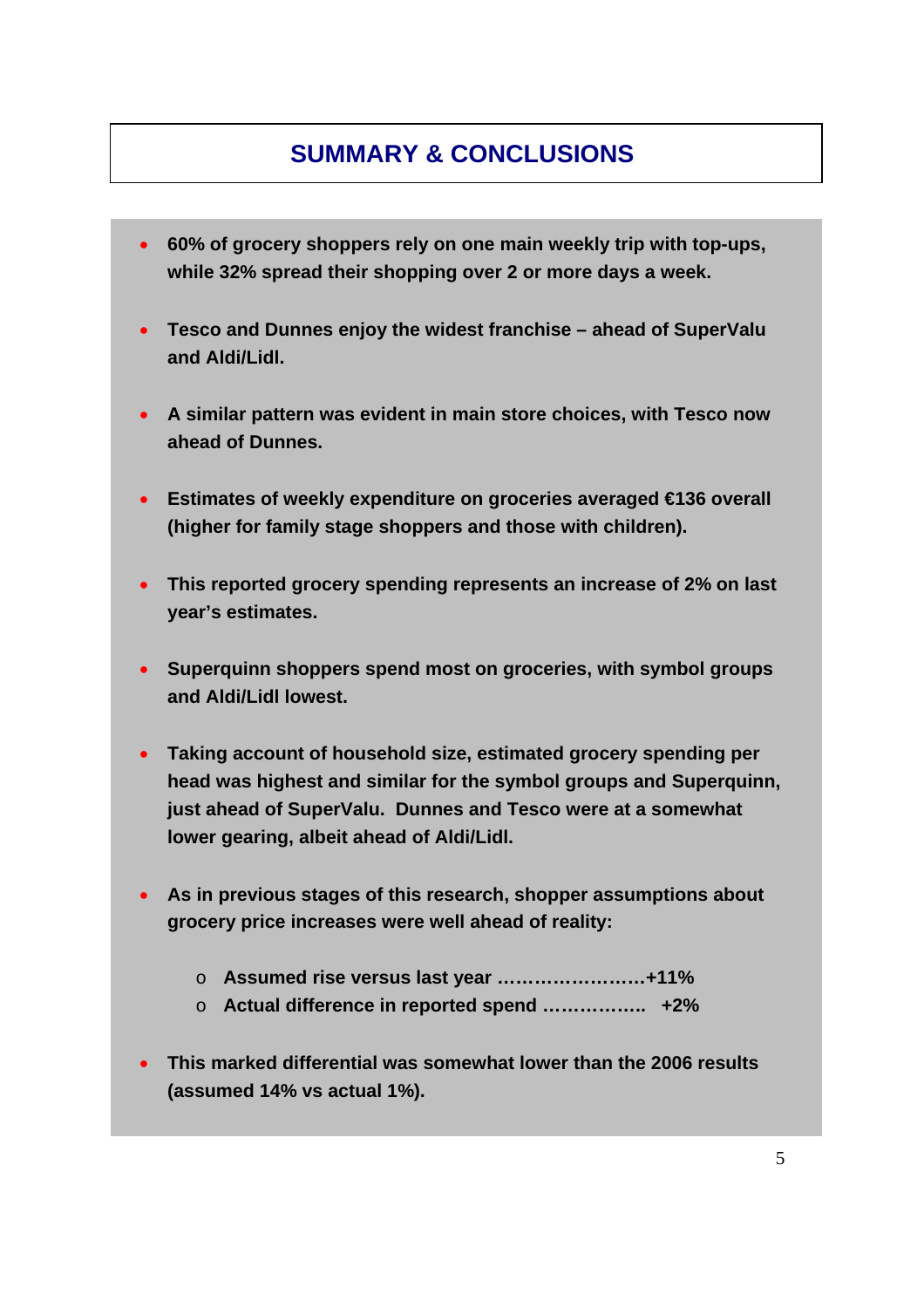# SUMMARY & CONCLUSIONS

- **60% of grocery shoppers rely on one main weekly trip with top-ups, while 32% spread their shopping over 2 or more days a week.**

- **Tesco and Dunnes enjoy the widest franchise – ahead of SuperValu and Aldi/Lidl.**

- **A similar pattern was evident in main store choices, with Tesco now ahead of Dunnes.**

- **Estimates of weekly expenditure on groceries averaged €136 overall (higher for family stage shoppers and those with children).**

- **This reported grocery spending represents an increase of 2% on last year's estimates.**

- **Superquinn shoppers spend most on groceries, with symbol groups and Aldi/Lidl lowest.**

- **Taking account of household size, estimated grocery spending per head was highest and similar for the symbol groups and Superquinn, just ahead of SuperValu. Dunnes and Tesco were at a somewhat lower gearing, albeit ahead of Aldi/Lidl.**

- **As in previous stages of this research, shopper assumptions about grocery price increases were well ahead of reality:**

  - **Assumed rise versus last year ……………………+11%**
  - **Actual difference in reported spend …………….. +2%**

- **This marked differential was somewhat lower than the 2006 results (assumed 14% vs actual 1%).**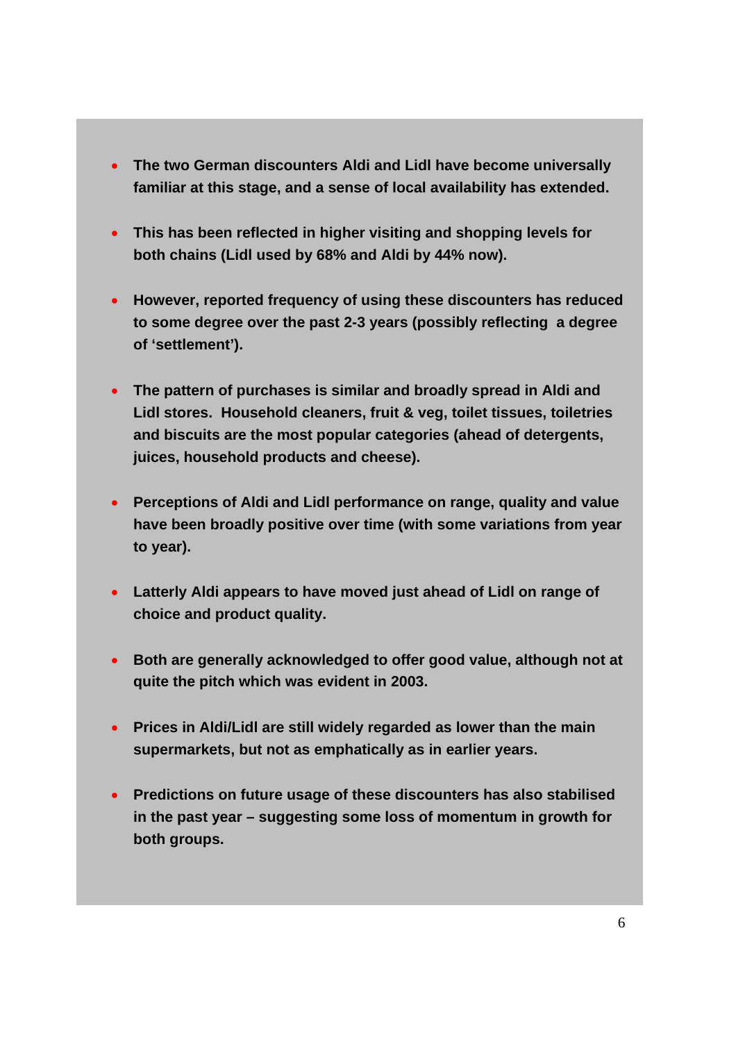- **The two German discounters Aldi and Lidl have become universally familiar at this stage, and a sense of local availability has extended.**

- **This has been reflected in higher visiting and shopping levels for both chains (Lidl used by 68% and Aldi by 44% now).**

- **However, reported frequency of using these discounters has reduced to some degree over the past 2-3 years (possibly reflecting a degree of 'settlement').**

- **The pattern of purchases is similar and broadly spread in Aldi and Lidl stores. Household cleaners, fruit & veg, toilet tissues, toiletries and biscuits are the most popular categories (ahead of detergents, juices, household products and cheese).**

- **Perceptions of Aldi and Lidl performance on range, quality and value have been broadly positive over time (with some variations from year to year).**

- **Latterly Aldi appears to have moved just ahead of Lidl on range of choice and product quality.**

- **Both are generally acknowledged to offer good value, although not at quite the pitch which was evident in 2003.**

- **Prices in Aldi/Lidl are still widely regarded as lower than the main supermarkets, but not as emphatically as in earlier years.**

- **Predictions on future usage of these discounters has also stabilised in the past year – suggesting some loss of momentum in growth for both groups.**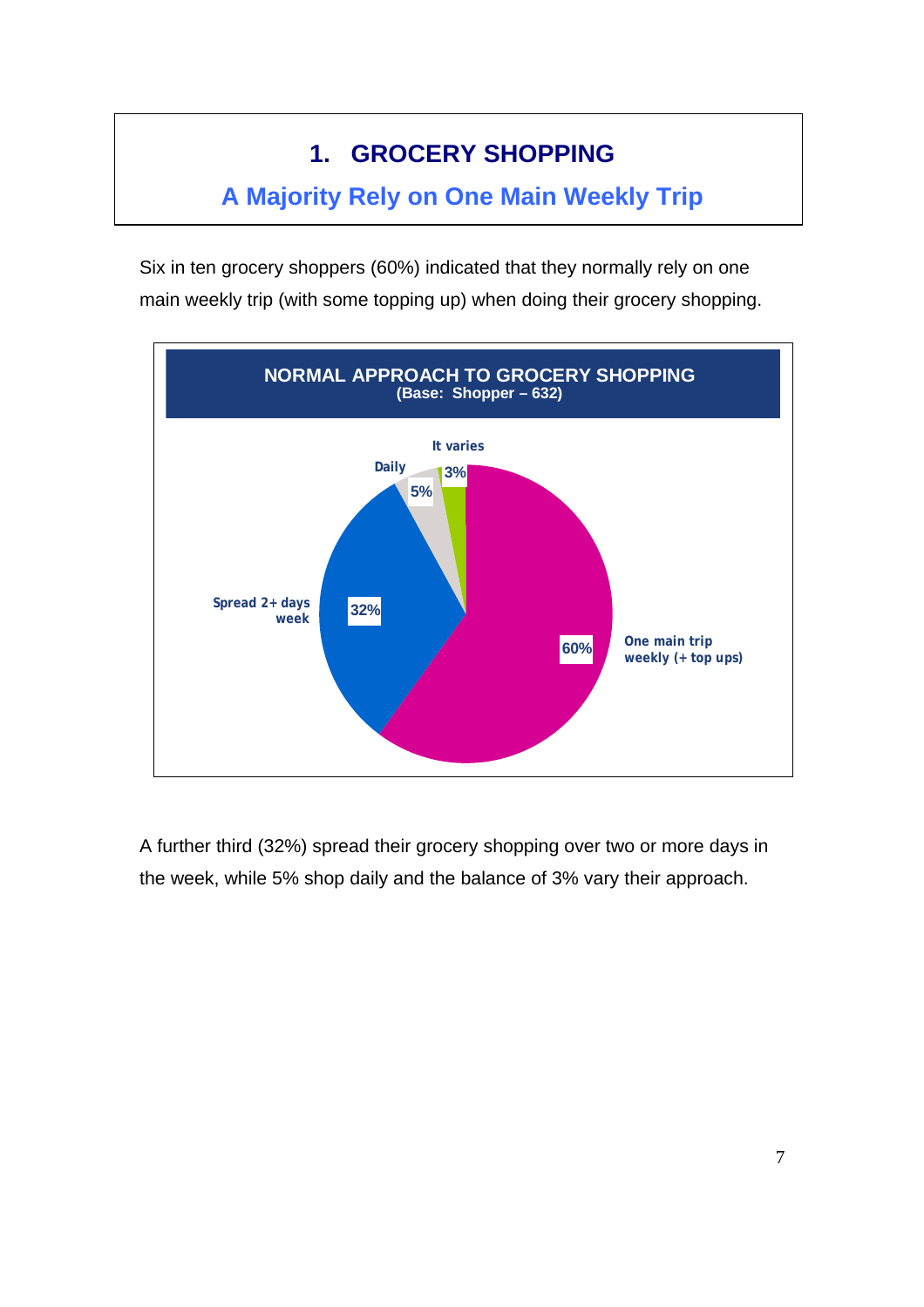# 1. GROCERY SHOPPING

## A Majority Rely on One Main Weekly Trip

Six in ten grocery shoppers (60%) indicated that they normally rely on one main weekly trip (with some topping up) when doing their grocery shopping.

**NORMAL APPROACH TO GROCERY SHOPPING**
**(Base: Shopper – 632)**

| Approach | % |
|---|---|
| One main trip weekly (+ top ups) | 60% |
| Spread 2+ days week | 32% |
| Daily | 5% |
| It varies | 3% |

A further third (32%) spread their grocery shopping over two or more days in the week, while 5% shop daily and the balance of 3% vary their approach.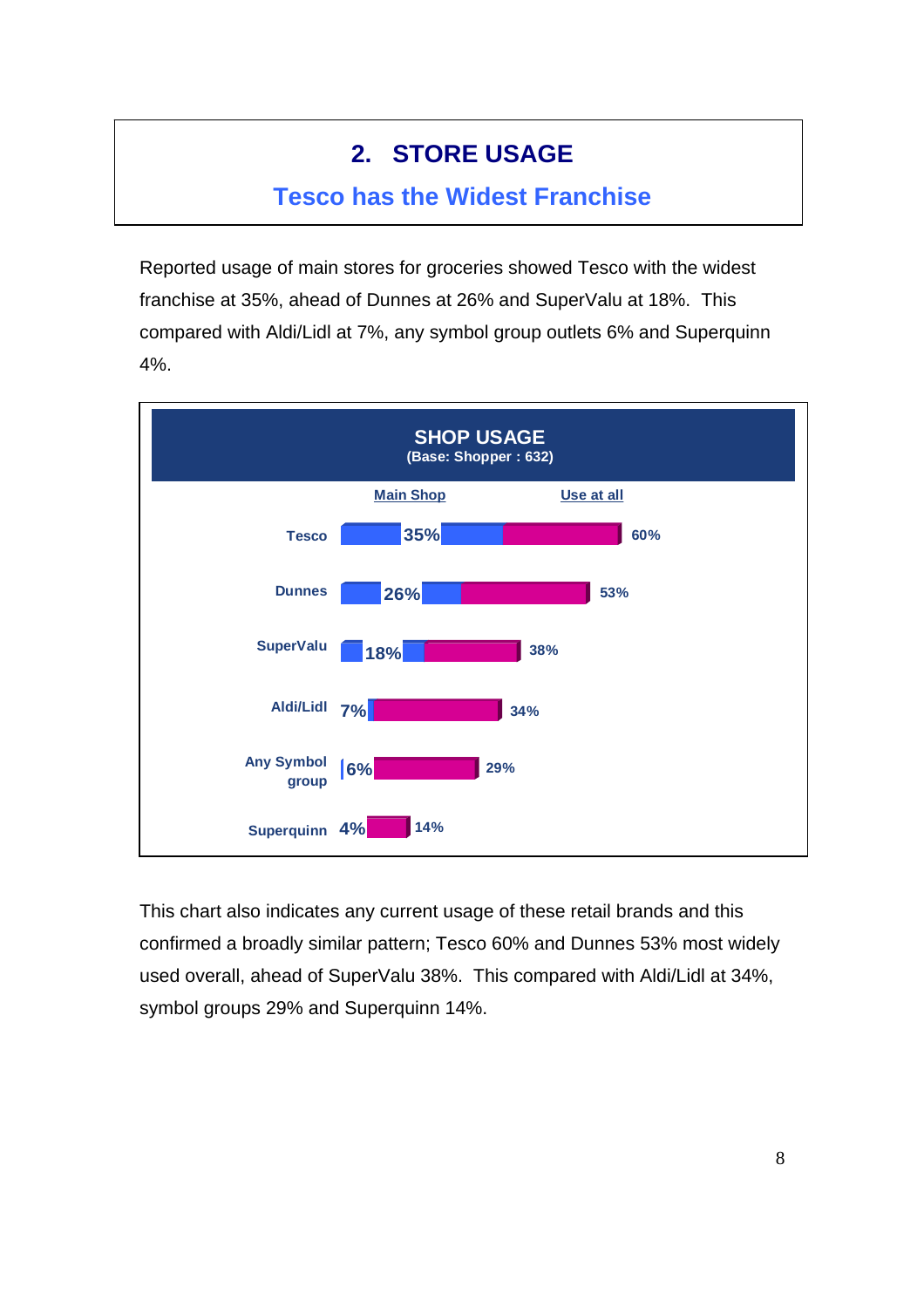## 2. STORE USAGE

### Tesco has the Widest Franchise

Reported usage of main stores for groceries showed Tesco with the widest franchise at 35%, ahead of Dunnes at 26% and SuperValu at 18%. This compared with Aldi/Lidl at 7%, any symbol group outlets 6% and Superquinn 4%.

**SHOP USAGE**
**(Base: Shopper : 632)**

| | Main Shop | Use at all |
|---|---|---|
| Tesco | 35% | 60% |
| Dunnes | 26% | 53% |
| SuperValu | 18% | 38% |
| Aldi/Lidl | 7% | 34% |
| Any Symbol group | 6% | 29% |
| Superquinn | 4% | 14% |

This chart also indicates any current usage of these retail brands and this confirmed a broadly similar pattern; Tesco 60% and Dunnes 53% most widely used overall, ahead of SuperValu 38%. This compared with Aldi/Lidl at 34%, symbol groups 29% and Superquinn 14%.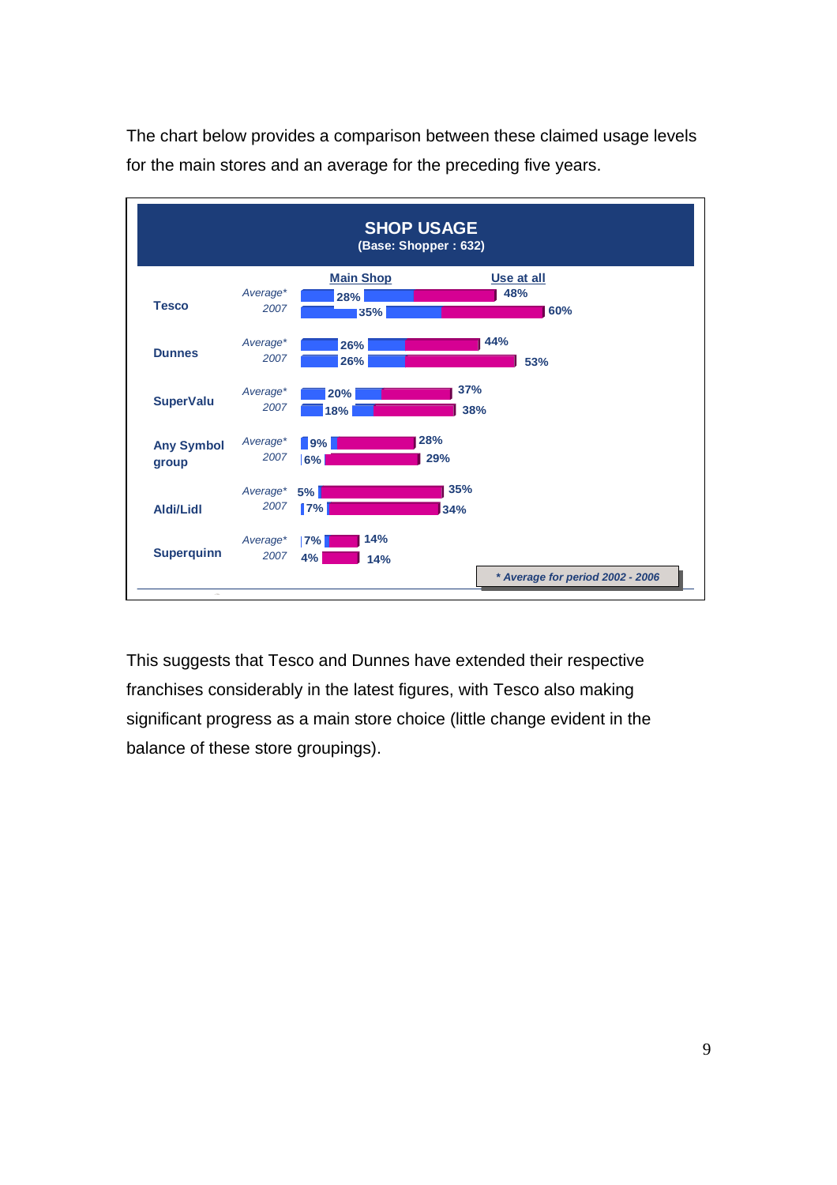The chart below provides a comparison between these claimed usage levels for the main stores and an average for the preceding five years.

**SHOP USAGE**
**(Base: Shopper : 632)**

| Store | Period | Main Shop | Use at all |
|---|---|---|---|
| Tesco | Average* | 28% | 48% |
| | 2007 | 35% | 60% |
| Dunnes | Average* | 26% | 44% |
| | 2007 | 26% | 53% |
| SuperValu | Average* | 20% | 37% |
| | 2007 | 18% | 38% |
| Any Symbol group | Average* | 9% | 28% |
| | 2007 | 6% | 29% |
| Aldi/Lidl | Average* | 5% | 35% |
| | 2007 | 7% | 34% |
| Superquinn | Average* | 7% | 14% |
| | 2007 | 4% | 14% |

*\* Average for period 2002 - 2006*

This suggests that Tesco and Dunnes have extended their respective franchises considerably in the latest figures, with Tesco also making significant progress as a main store choice (little change evident in the balance of these store groupings).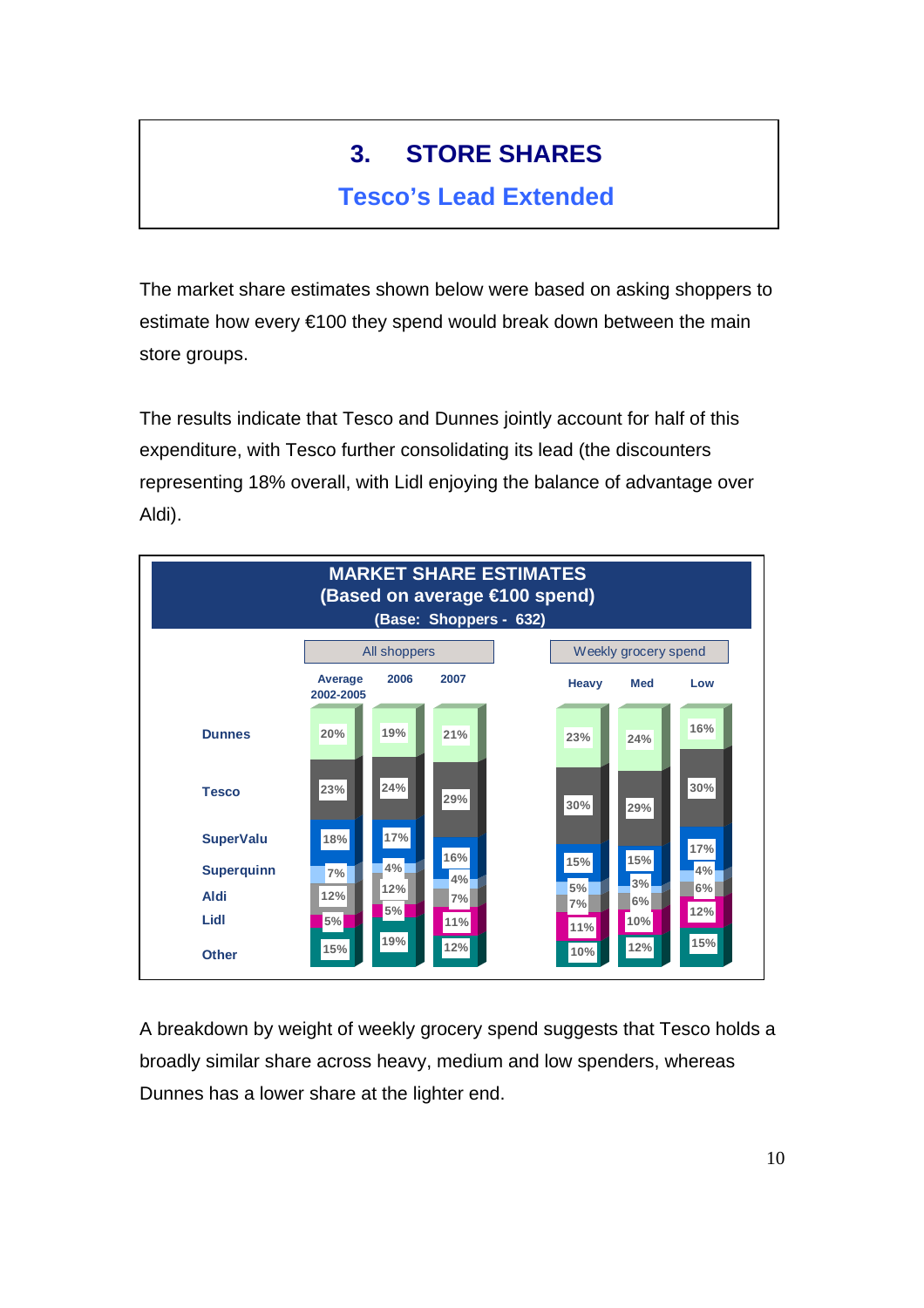# 3. STORE SHARES

## Tesco's Lead Extended

The market share estimates shown below were based on asking shoppers to estimate how every €100 they spend would break down between the main store groups.

The results indicate that Tesco and Dunnes jointly account for half of this expenditure, with Tesco further consolidating its lead (the discounters representing 18% overall, with Lidl enjoying the balance of advantage over Aldi).

**MARKET SHARE ESTIMATES**
**(Based on average €100 spend)**
**(Base: Shoppers - 632)**

| | All shoppers | | | Weekly grocery spend | | |
|---|---|---|---|---|---|---|
| | Average 2002-2005 | 2006 | 2007 | Heavy | Med | Low |
| Dunnes | 20% | 19% | 21% | 23% | 24% | 16% |
| Tesco | 23% | 24% | 29% | 30% | 29% | 30% |
| SuperValu | 18% | 17% | 16% | 15% | 15% | 17% |
| Superquinn | 7% | 4% | 4% | 5% | 3% | 4% |
| Aldi | 12% | 12% | 7% | 7% | 6% | 6% |
| Lidl | 5% | 5% | 11% | 11% | 10% | 12% |
| Other | 15% | 19% | 12% | 10% | 12% | 15% |

A breakdown by weight of weekly grocery spend suggests that Tesco holds a broadly similar share across heavy, medium and low spenders, whereas Dunnes has a lower share at the lighter end.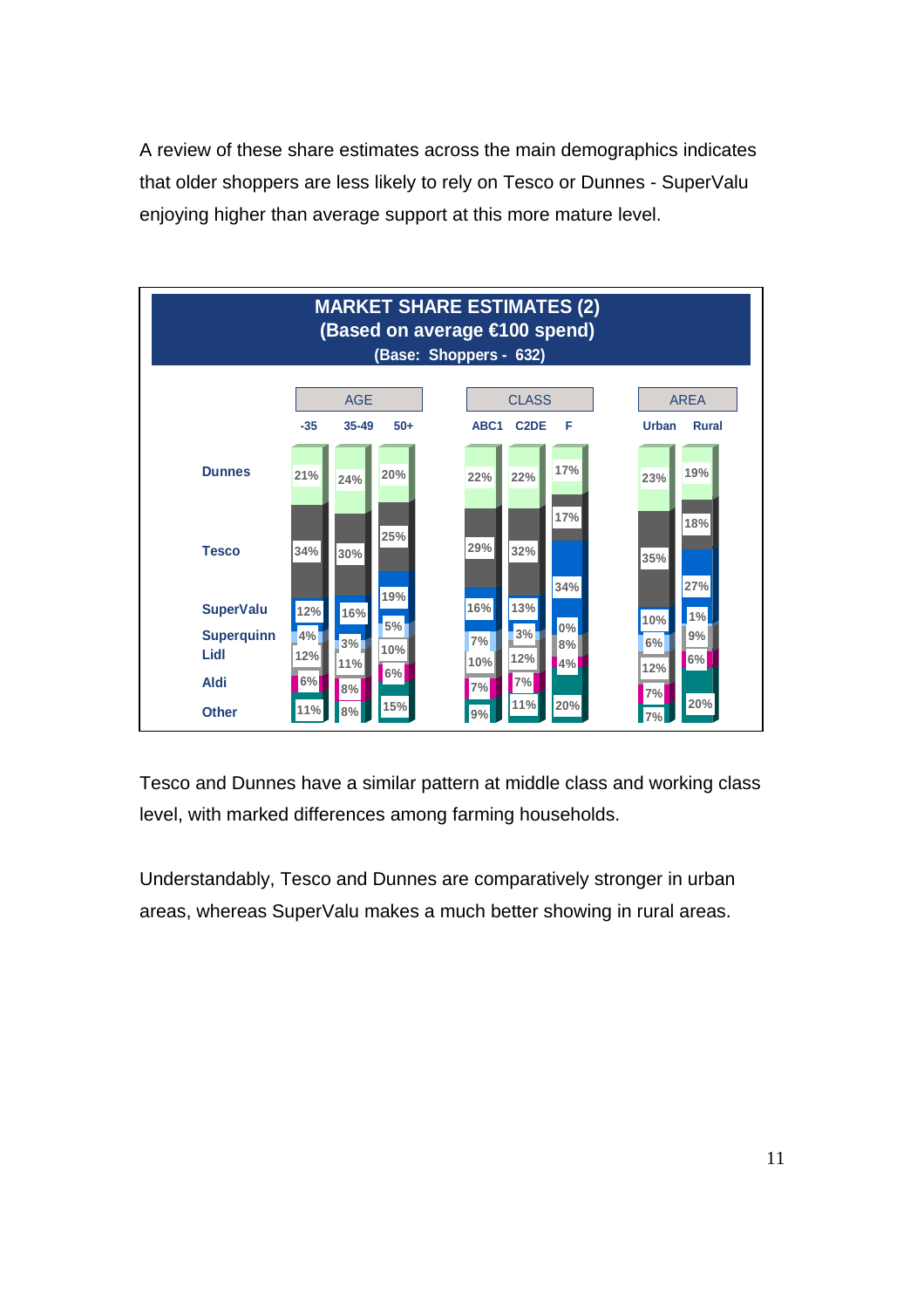A review of these share estimates across the main demographics indicates that older shoppers are less likely to rely on Tesco or Dunnes - SuperValu enjoying higher than average support at this more mature level.

**MARKET SHARE ESTIMATES (2)**
**(Based on average €100 spend)**
**(Base: Shoppers - 632)**

| | AGE | | | CLASS | | | AREA | |
|---|---|---|---|---|---|---|---|---|
| | -35 | 35-49 | 50+ | ABC1 | C2DE | F | Urban | Rural |
| Dunnes | 21% | 24% | 20% | 22% | 22% | 17% | 23% | 19% |
| Tesco | 34% | 30% | 25% | 29% | 32% | 17% | 35% | 18% |
| SuperValu | 12% | 16% | 19% | 16% | 13% | 34% | 10% | 27% |
| Superquinn | 4% | 3% | 5% | 7% | 3% | 0% | 6% | 1% |
| Lidl | 12% | 11% | 10% | 10% | 12% | 8% | 12% | 9% |
| Aldi | 6% | 8% | 6% | 7% | 7% | 4% | 7% | 6% |
| Other | 11% | 8% | 15% | 9% | 11% | 20% | 7% | 20% |

Tesco and Dunnes have a similar pattern at middle class and working class level, with marked differences among farming households.

Understandably, Tesco and Dunnes are comparatively stronger in urban areas, whereas SuperValu makes a much better showing in rural areas.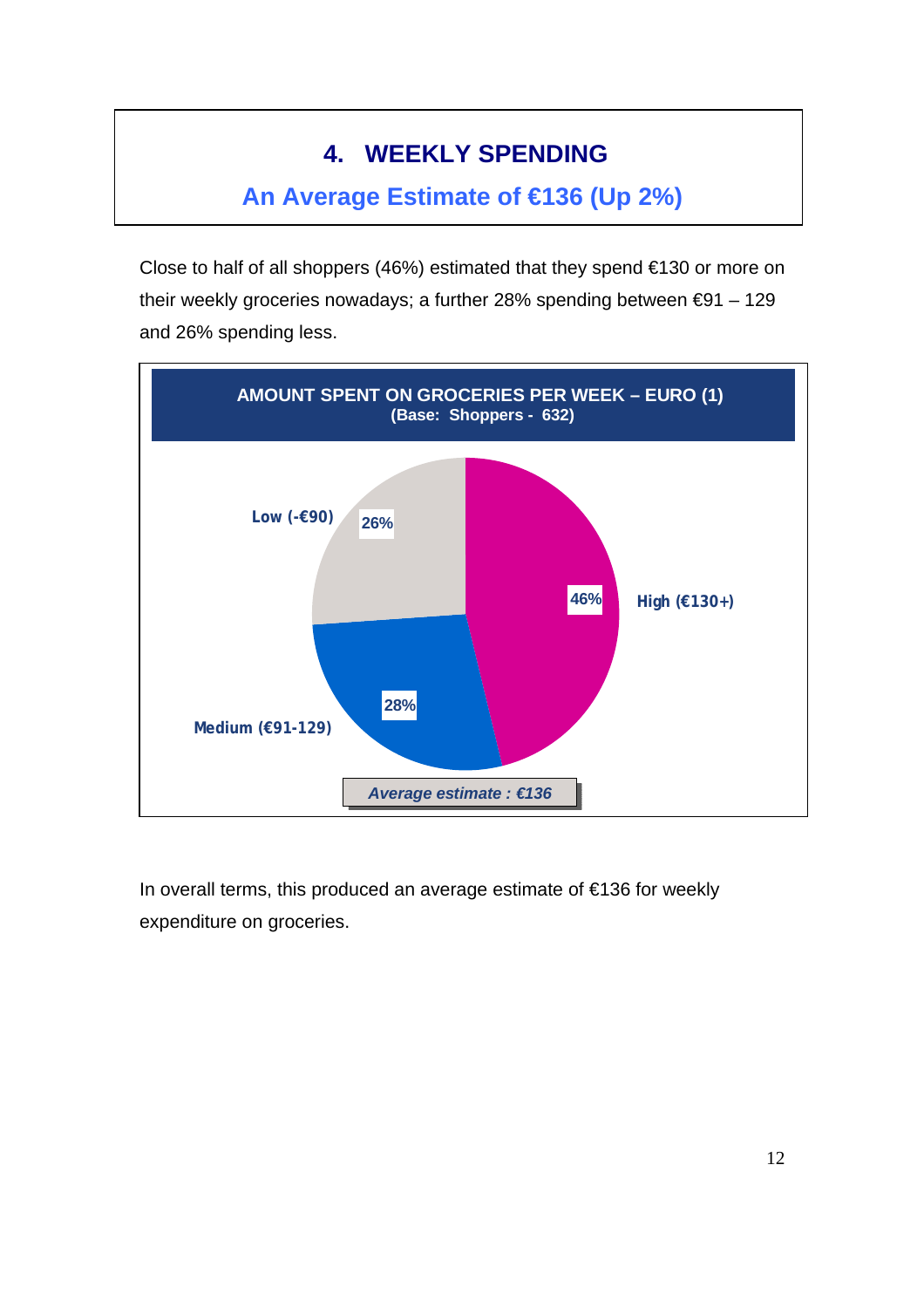# 4. WEEKLY SPENDING

## An Average Estimate of €136 (Up 2%)

Close to half of all shoppers (46%) estimated that they spend €130 or more on their weekly groceries nowadays; a further 28% spending between €91 – 129 and 26% spending less.

**AMOUNT SPENT ON GROCERIES PER WEEK – EURO (1)**
**(Base: Shoppers - 632)**

| Category | % |
|---|---|
| High (€130+) | 46% |
| Medium (€91-129) | 28% |
| Low (-€90) | 26% |

*Average estimate : €136*

In overall terms, this produced an average estimate of €136 for weekly expenditure on groceries.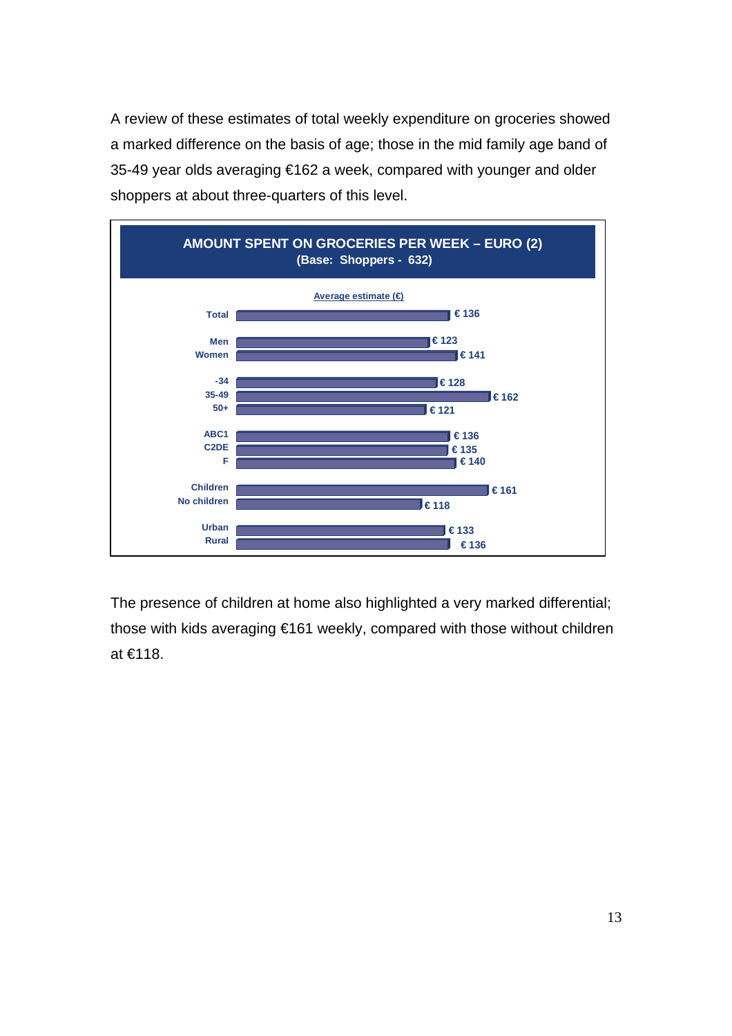A review of these estimates of total weekly expenditure on groceries showed a marked difference on the basis of age; those in the mid family age band of 35-49 year olds averaging €162 a week, compared with younger and older shoppers at about three-quarters of this level.

**AMOUNT SPENT ON GROCERIES PER WEEK – EURO (2)**
**(Base: Shoppers - 632)**

| | Average estimate (€) |
|---|---|
| Total | € 136 |
| Men | € 123 |
| Women | € 141 |
| -34 | € 128 |
| 35-49 | € 162 |
| 50+ | € 121 |
| ABC1 | € 136 |
| C2DE | € 135 |
| F | € 140 |
| Children | € 161 |
| No children | € 118 |
| Urban | € 133 |
| Rural | € 136 |

The presence of children at home also highlighted a very marked differential; those with kids averaging €161 weekly, compared with those without children at €118.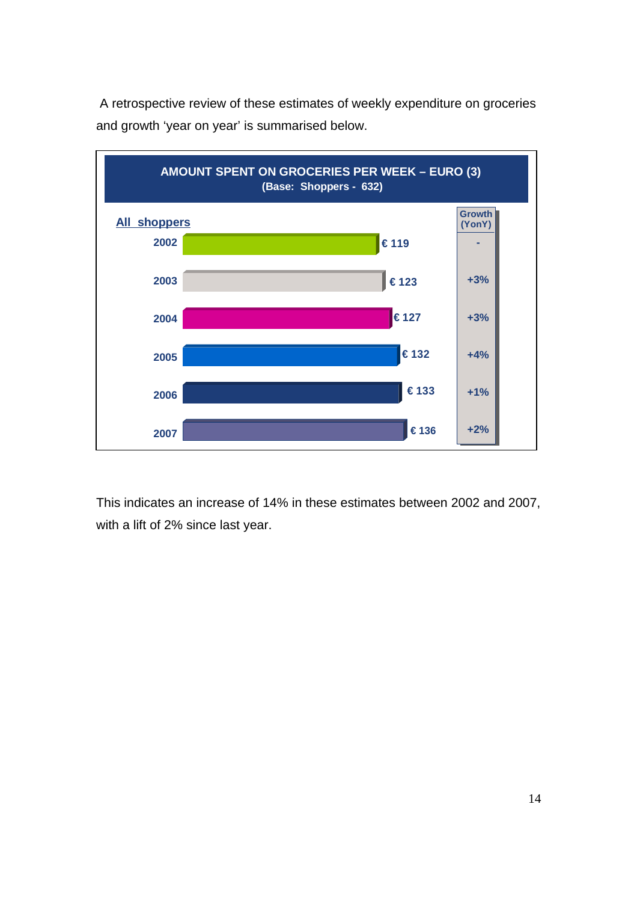A retrospective review of these estimates of weekly expenditure on groceries and growth 'year on year' is summarised below.

**AMOUNT SPENT ON GROCERIES PER WEEK – EURO (3)**
**(Base: Shoppers - 632)**

| All shoppers | Amount | Growth (YonY) |
|---|---|---|
| 2002 | € 119 | - |
| 2003 | € 123 | +3% |
| 2004 | € 127 | +3% |
| 2005 | € 132 | +4% |
| 2006 | € 133 | +1% |
| 2007 | € 136 | +2% |

This indicates an increase of 14% in these estimates between 2002 and 2007, with a lift of 2% since last year.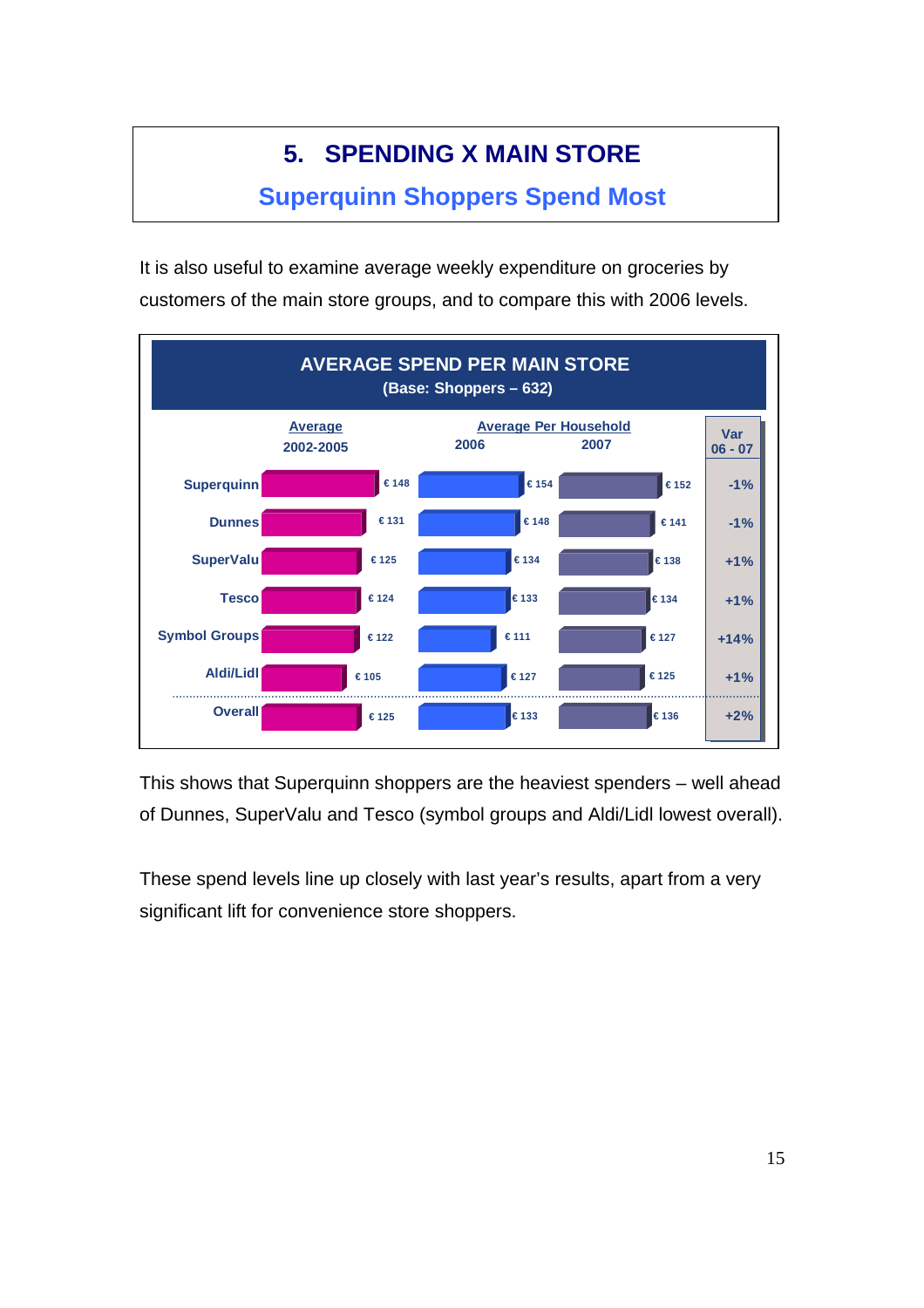# 5. SPENDING X MAIN STORE

## Superquinn Shoppers Spend Most

It is also useful to examine average weekly expenditure on groceries by customers of the main store groups, and to compare this with 2006 levels.

**AVERAGE SPEND PER MAIN STORE**
**(Base: Shoppers – 632)**

| | Average 2002-2005 | Average Per Household 2006 | Average Per Household 2007 | Var 06 - 07 |
|---|---|---|---|---|
| Superquinn | € 148 | € 154 | € 152 | -1% |
| Dunnes | € 131 | € 148 | € 141 | -1% |
| SuperValu | € 125 | € 134 | € 138 | +1% |
| Tesco | € 124 | € 133 | € 134 | +1% |
| Symbol Groups | € 122 | € 111 | € 127 | +14% |
| Aldi/Lidl | € 105 | € 127 | € 125 | +1% |
| Overall | € 125 | € 133 | € 136 | +2% |

This shows that Superquinn shoppers are the heaviest spenders – well ahead of Dunnes, SuperValu and Tesco (symbol groups and Aldi/Lidl lowest overall).

These spend levels line up closely with last year's results, apart from a very significant lift for convenience store shoppers.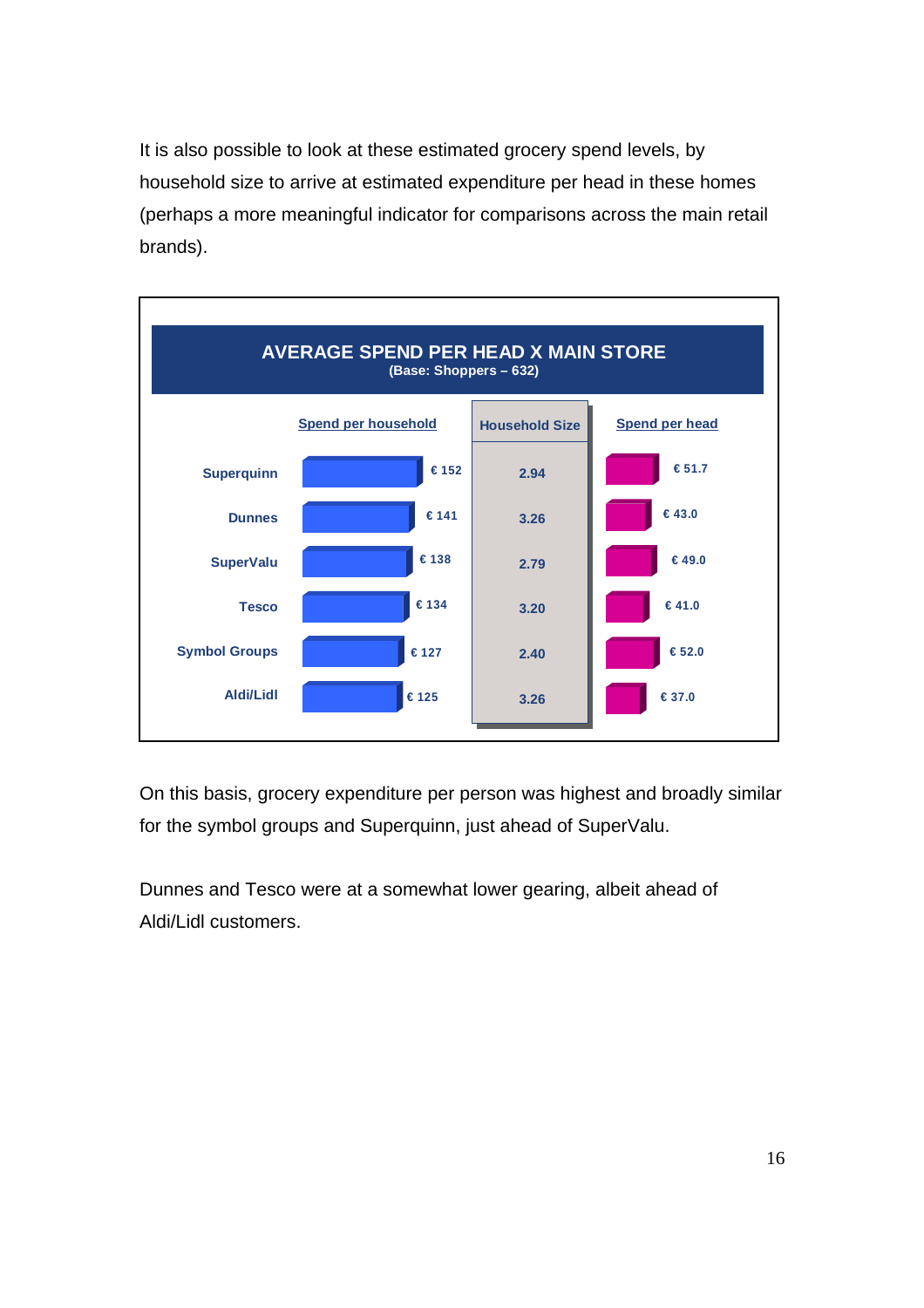It is also possible to look at these estimated grocery spend levels, by household size to arrive at estimated expenditure per head in these homes (perhaps a more meaningful indicator for comparisons across the main retail brands).

**AVERAGE SPEND PER HEAD X MAIN STORE**
**(Base: Shoppers – 632)**

| | Spend per household | Household Size | Spend per head |
|---|---|---|---|
| Superquinn | € 152 | 2.94 | € 51.7 |
| Dunnes | € 141 | 3.26 | € 43.0 |
| SuperValu | € 138 | 2.79 | € 49.0 |
| Tesco | € 134 | 3.20 | € 41.0 |
| Symbol Groups | € 127 | 2.40 | € 52.0 |
| Aldi/Lidl | € 125 | 3.26 | € 37.0 |

On this basis, grocery expenditure per person was highest and broadly similar for the symbol groups and Superquinn, just ahead of SuperValu.

Dunnes and Tesco were at a somewhat lower gearing, albeit ahead of Aldi/Lidl customers.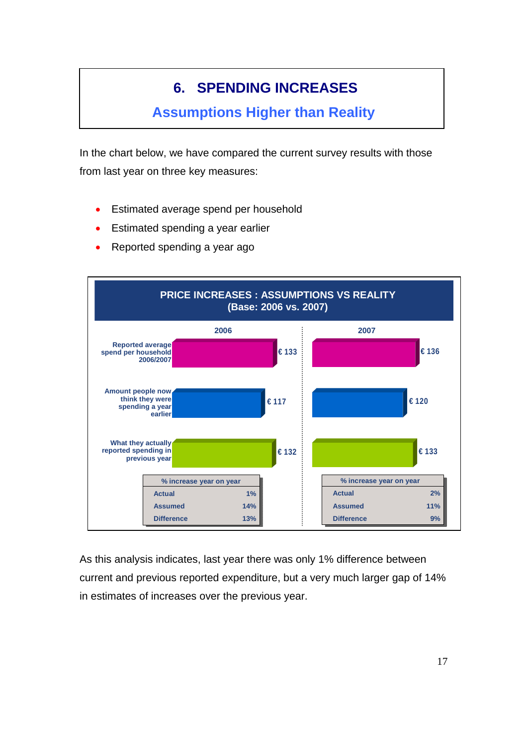# 6. SPENDING INCREASES

## Assumptions Higher than Reality

In the chart below, we have compared the current survey results with those from last year on three key measures:

- Estimated average spend per household
- Estimated spending a year earlier
- Reported spending a year ago

**PRICE INCREASES : ASSUMPTIONS VS REALITY (Base: 2006 vs. 2007)**

| | 2006 | 2007 |
|---|---|---|
| Reported average spend per household 2006/2007 | € 133 | € 136 |
| Amount people now think they were spending a year earlier | € 117 | € 120 |
| What they actually reported spending in previous year | € 132 | € 133 |

| % increase year on year | 2006 | 2007 |
|---|---|---|
| Actual | 1% | 2% |
| Assumed | 14% | 11% |
| Difference | 13% | 9% |

As this analysis indicates, last year there was only 1% difference between current and previous reported expenditure, but a very much larger gap of 14% in estimates of increases over the previous year.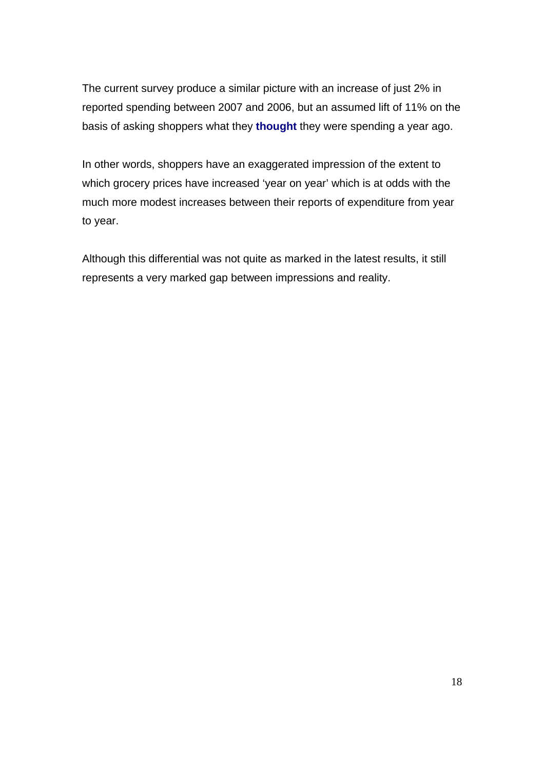The current survey produce a similar picture with an increase of just 2% in reported spending between 2007 and 2006, but an assumed lift of 11% on the basis of asking shoppers what they **thought** they were spending a year ago.

In other words, shoppers have an exaggerated impression of the extent to which grocery prices have increased 'year on year' which is at odds with the much more modest increases between their reports of expenditure from year to year.

Although this differential was not quite as marked in the latest results, it still represents a very marked gap between impressions and reality.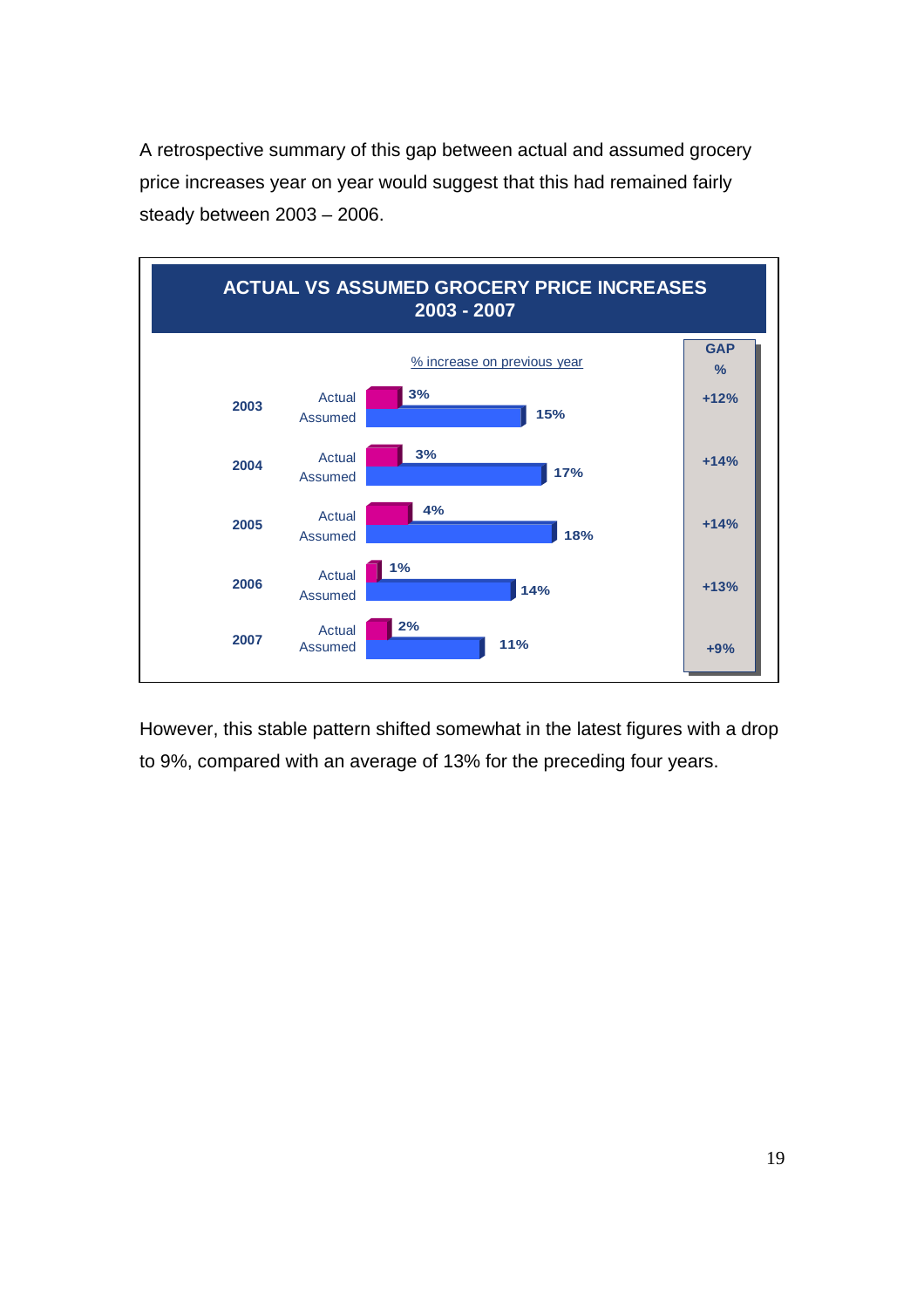A retrospective summary of this gap between actual and assumed grocery price increases year on year would suggest that this had remained fairly steady between 2003 – 2006.

**ACTUAL VS ASSUMED GROCERY PRICE INCREASES 2003 - 2007**

% increase on previous year

| Year | | % increase on previous year | GAP % |
|---|---|---|---|
| 2003 | Actual | 3% | +12% |
| | Assumed | 15% | |
| 2004 | Actual | 3% | +14% |
| | Assumed | 17% | |
| 2005 | Actual | 4% | +14% |
| | Assumed | 18% | |
| 2006 | Actual | 1% | +13% |
| | Assumed | 14% | |
| 2007 | Actual | 2% | +9% |
| | Assumed | 11% | |

However, this stable pattern shifted somewhat in the latest figures with a drop to 9%, compared with an average of 13% for the preceding four years.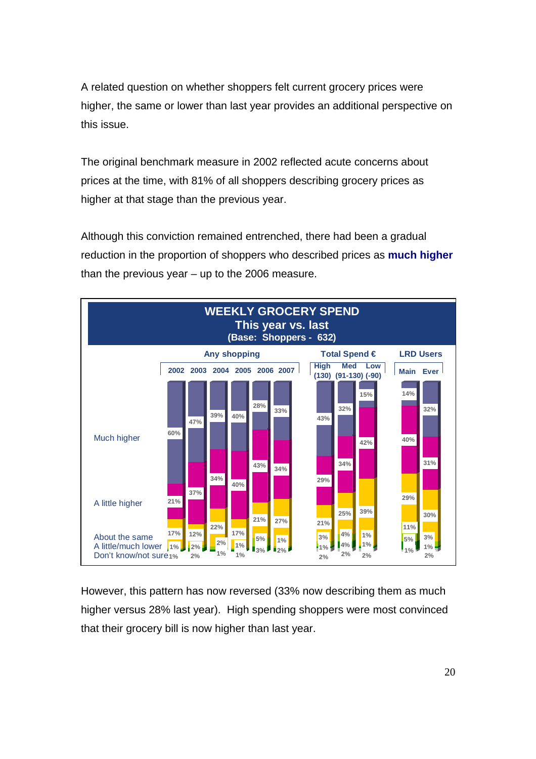A related question on whether shoppers felt current grocery prices were higher, the same or lower than last year provides an additional perspective on this issue.

The original benchmark measure in 2002 reflected acute concerns about prices at the time, with 81% of all shoppers describing grocery prices as higher at that stage than the previous year.

Although this conviction remained entrenched, there had been a gradual reduction in the proportion of shoppers who described prices as **much higher** than the previous year – up to the 2006 measure.

**WEEKLY GROCERY SPEND**
**This year vs. last**
**(Base: Shoppers - 632)**

| | Any shopping | | | | | | Total Spend € | | | LRD Users | |
|---|---|---|---|---|---|---|---|---|---|---|---|
| | 2002 | 2003 | 2004 | 2005 | 2006 | 2007 | High (130) | Med (91-130) | Low (-90) | Main | Ever |
| Much higher | 60% | 47% | 39% | 40% | 28% | 33% | 43% | 32% | 15% | 14% | 32% |
| A little higher | 21% | 37% | 34% | 40% | 43% | 34% | 29% | 34% | 42% | 40% | 31% |
| About the same | 17% | 12% | 22% | 17% | 21% | 27% | 21% | 25% | 39% | 29% | 30% |
| A little/much lower | 1% | 2% | 2% | 1% | 5% | 1% | 3% | 4% | 1% | 11% | 3% |
| Don't know/not sure | 1% | 2% | 1% | 1% | 3% | 2% | 1% | 4% | 1% | 5% | 1% |
| | | | | | | | 2% | 2% | 2% | 1% | 2% |

However, this pattern has now reversed (33% now describing them as much higher versus 28% last year). High spending shoppers were most convinced that their grocery bill is now higher than last year.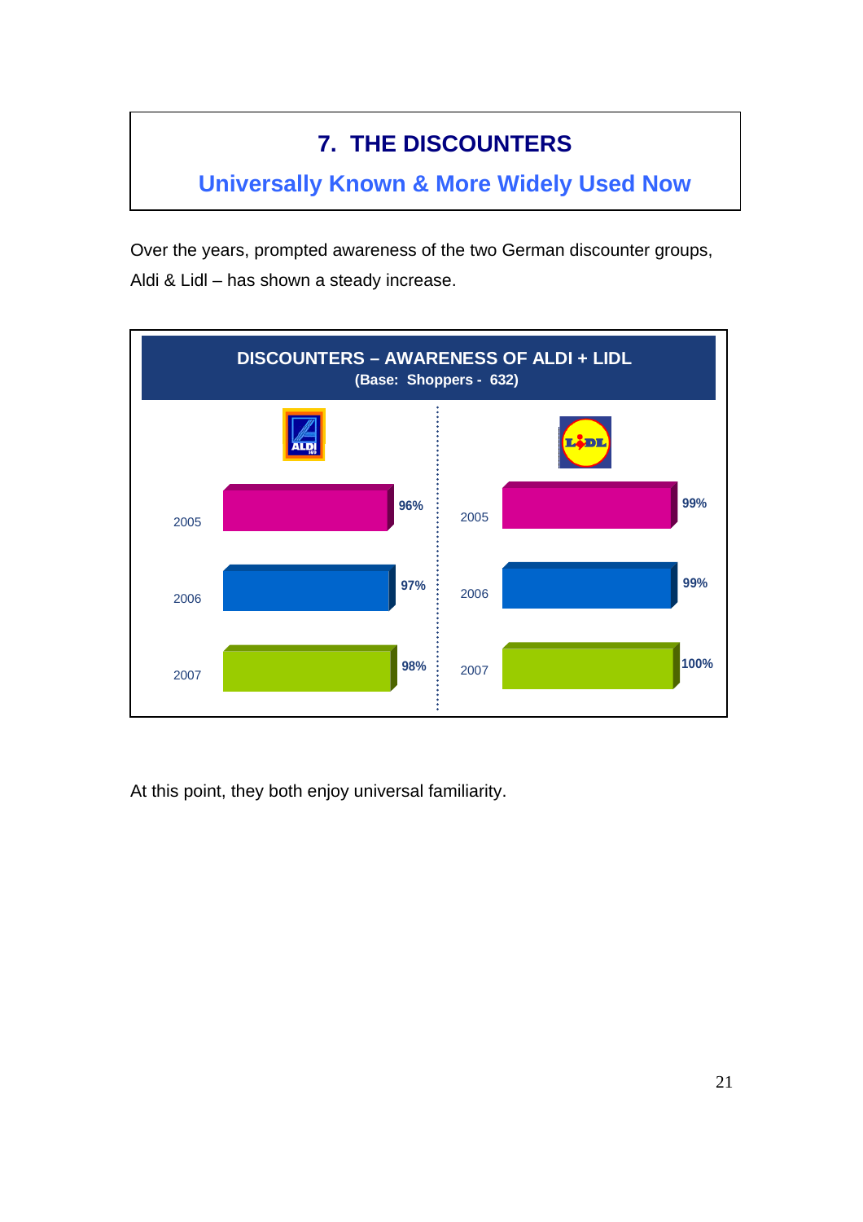# 7. THE DISCOUNTERS

## Universally Known & More Widely Used Now

Over the years, prompted awareness of the two German discounter groups, Aldi & Lidl – has shown a steady increase.

**DISCOUNTERS – AWARENESS OF ALDI + LIDL**
**(Base: Shoppers - 632)**

| Year | ALDI | LIDL |
| --- | --- | --- |
| 2005 | 96% | 99% |
| 2006 | 97% | 99% |
| 2007 | 98% | 100% |

At this point, they both enjoy universal familiarity.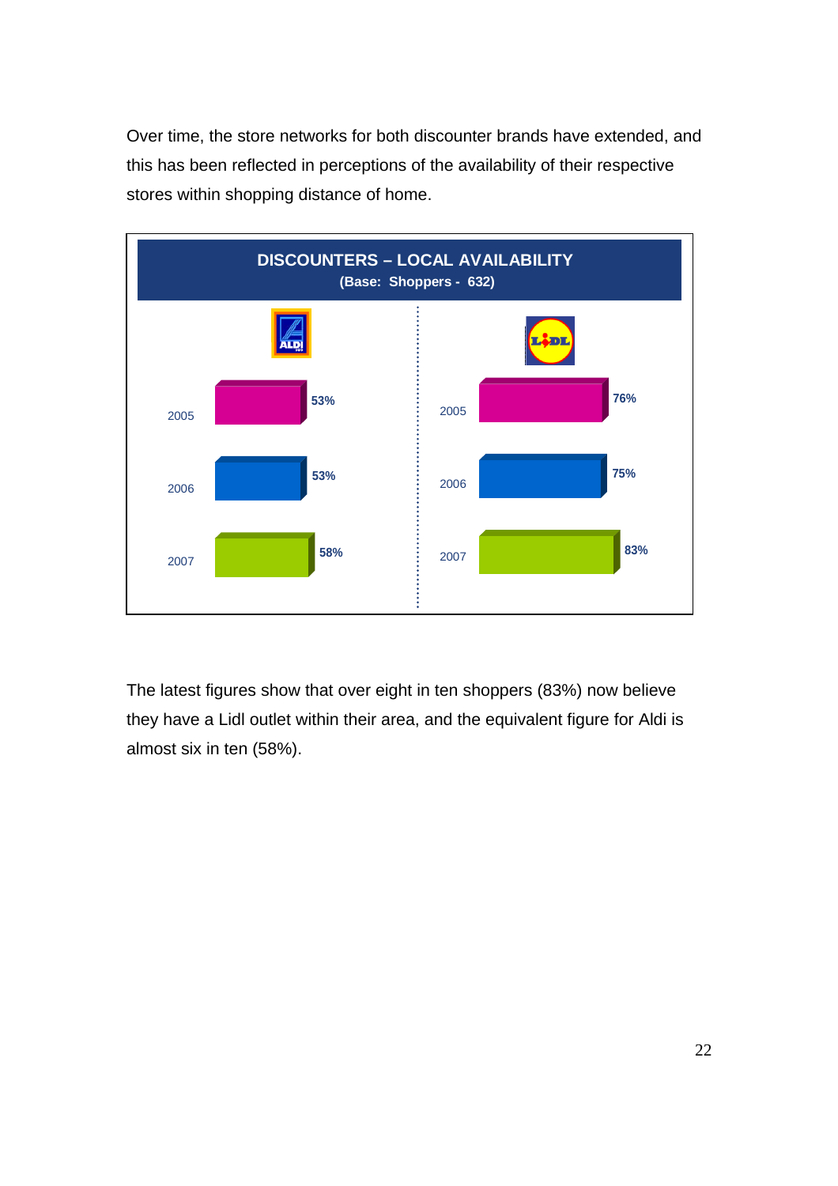Over time, the store networks for both discounter brands have extended, and this has been reflected in perceptions of the availability of their respective stores within shopping distance of home.

**DISCOUNTERS – LOCAL AVAILABILITY**
**(Base: Shoppers - 632)**

| Year | ALDI | LIDL |
|---|---|---|
| 2005 | 53% | 76% |
| 2006 | 53% | 75% |
| 2007 | 58% | 83% |

The latest figures show that over eight in ten shoppers (83%) now believe they have a Lidl outlet within their area, and the equivalent figure for Aldi is almost six in ten (58%).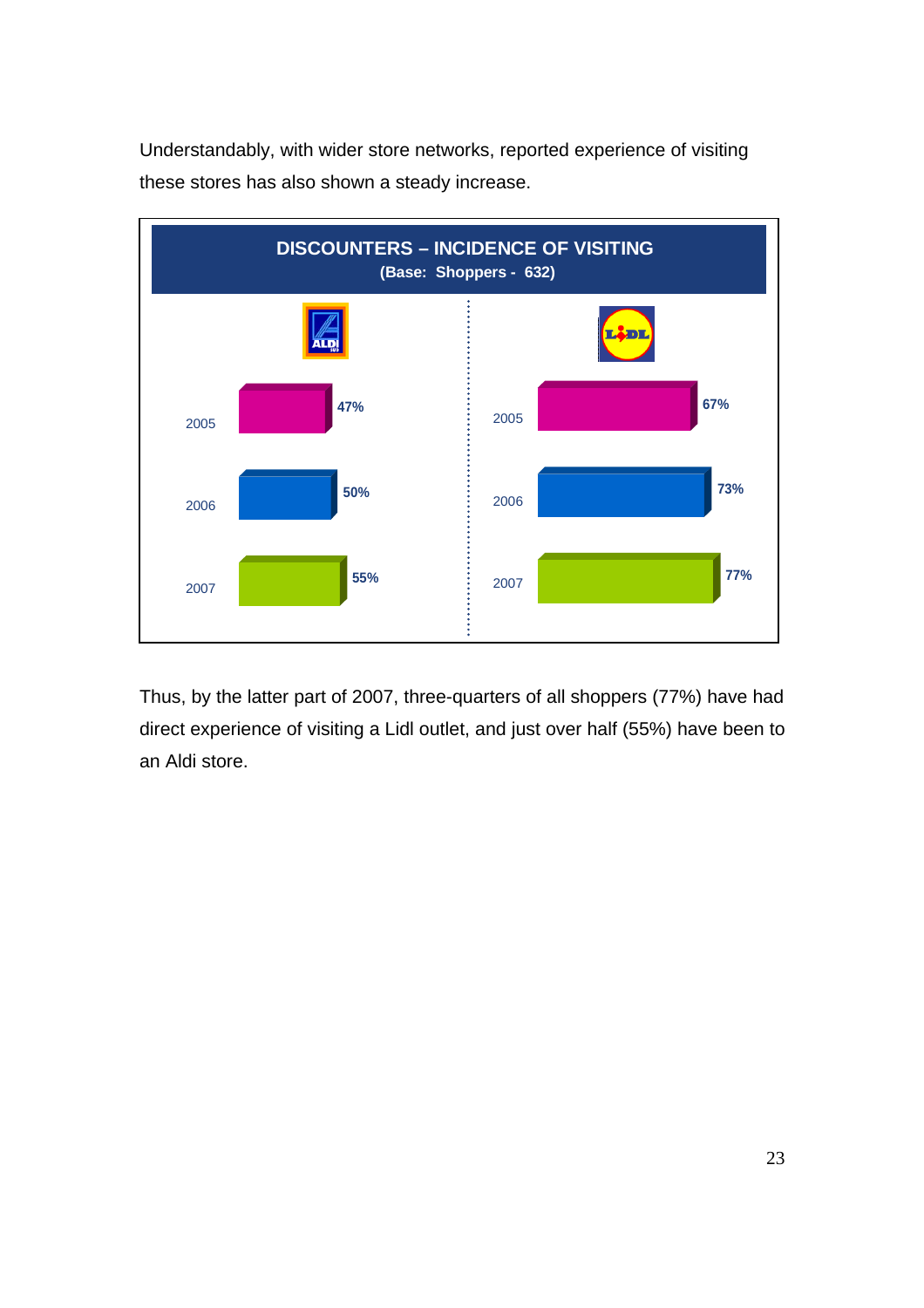Understandably, with wider store networks, reported experience of visiting these stores has also shown a steady increase.

**DISCOUNTERS – INCIDENCE OF VISITING**
**(Base: Shoppers - 632)**

| Year | ALDI | LIDL |
|---|---|---|
| 2005 | 47% | 67% |
| 2006 | 50% | 73% |
| 2007 | 55% | 77% |

Thus, by the latter part of 2007, three-quarters of all shoppers (77%) have had direct experience of visiting a Lidl outlet, and just over half (55%) have been to an Aldi store.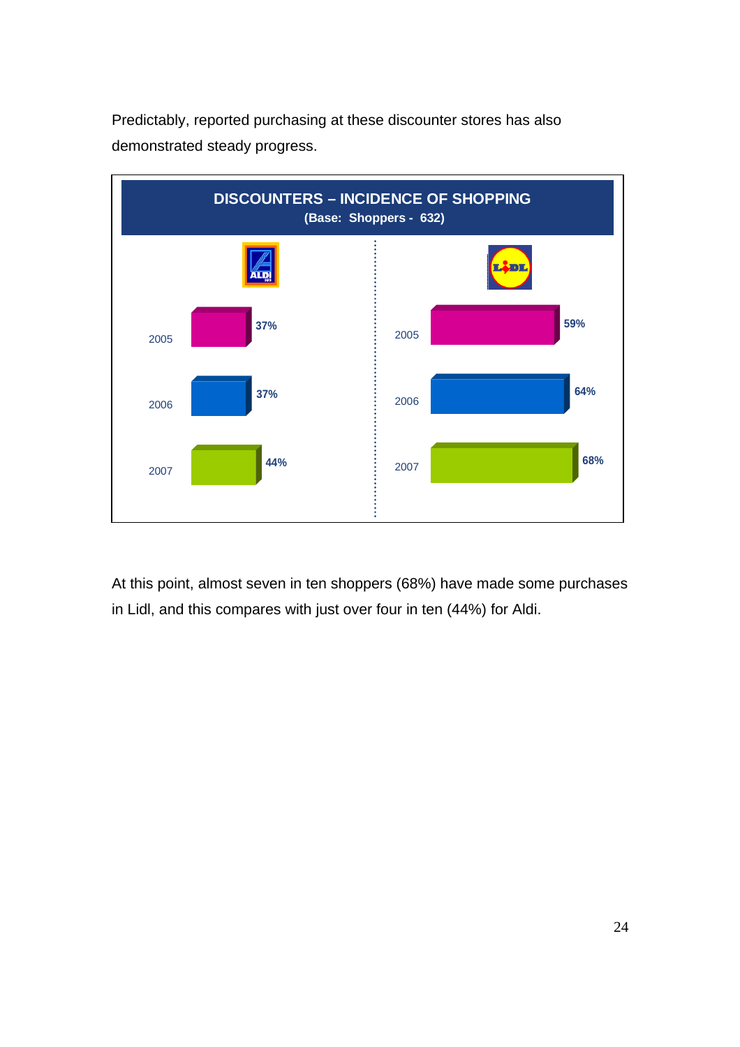Predictably, reported purchasing at these discounter stores has also demonstrated steady progress.

**DISCOUNTERS – INCIDENCE OF SHOPPING**
**(Base: Shoppers - 632)**

| | ALDI | LIDL |
|---|---|---|
| 2005 | 37% | 59% |
| 2006 | 37% | 64% |
| 2007 | 44% | 68% |

At this point, almost seven in ten shoppers (68%) have made some purchases in Lidl, and this compares with just over four in ten (44%) for Aldi.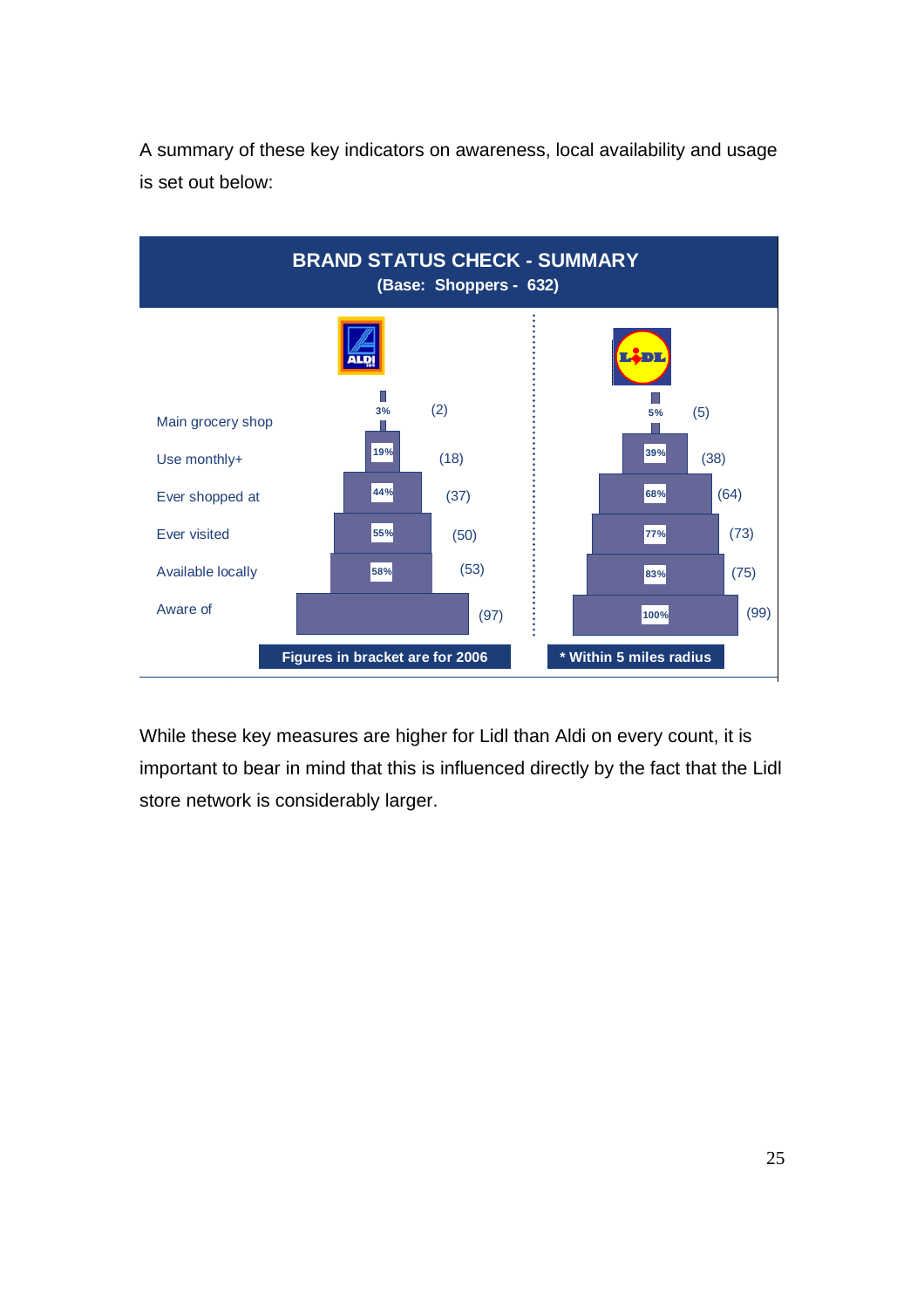A summary of these key indicators on awareness, local availability and usage is set out below:

**BRAND STATUS CHECK - SUMMARY**
**(Base: Shoppers - 632)**

| | ALDI | (2006) | LIDL | (2006) |
|---|---|---|---|---|
| Main grocery shop | 3% | (2) | 5% | (5) |
| Use monthly+ | 19% | (18) | 39% | (38) |
| Ever shopped at | 44% | (37) | 68% | (64) |
| Ever visited | 55% | (50) | 77% | (73) |
| Available locally | 58% | (53) | 83% | (75) |
| Aware of | | (97) | 100% | (99) |

Figures in bracket are for 2006

\* Within 5 miles radius

While these key measures are higher for Lidl than Aldi on every count, it is important to bear in mind that this is influenced directly by the fact that the Lidl store network is considerably larger.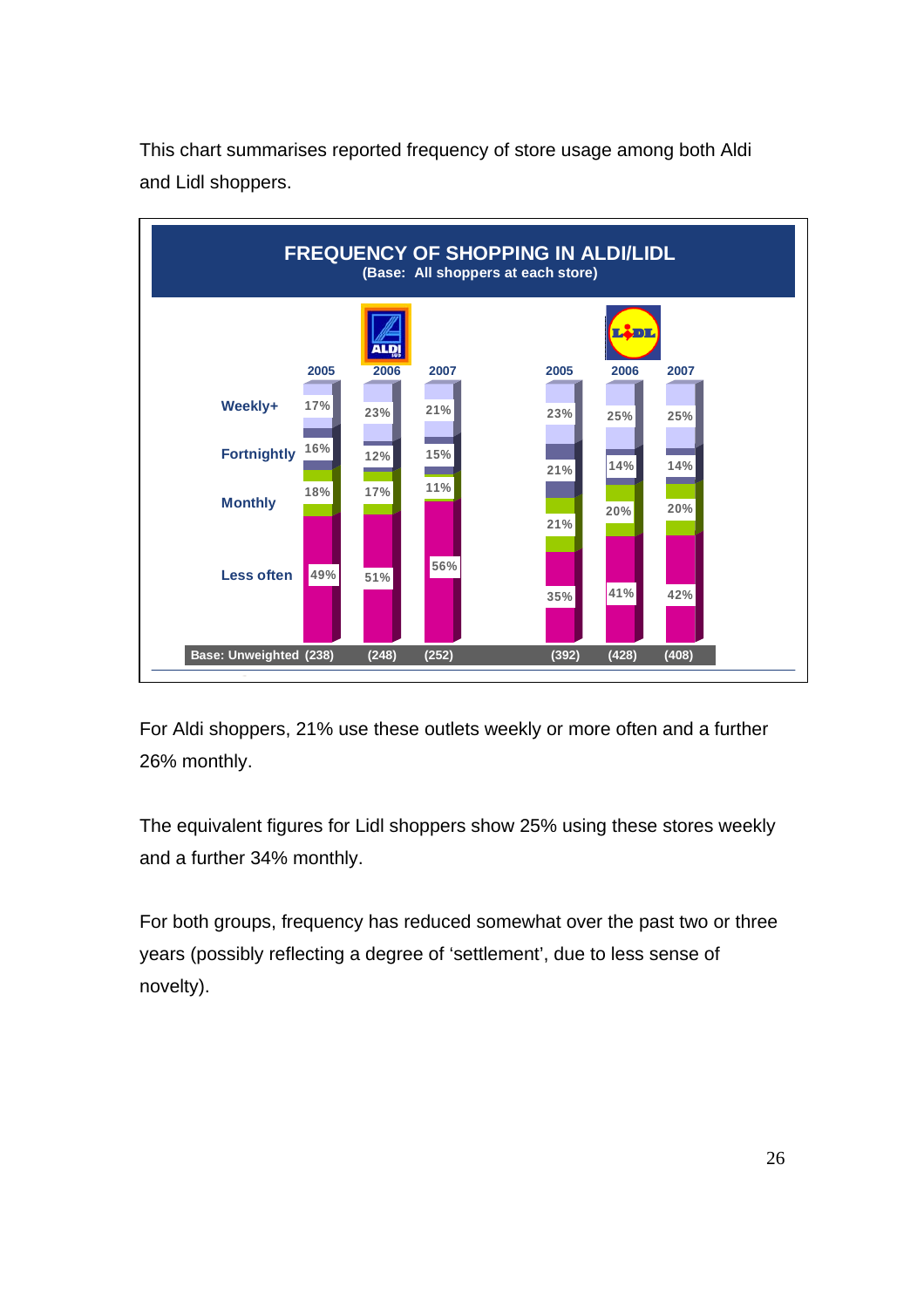This chart summarises reported frequency of store usage among both Aldi and Lidl shoppers.

**FREQUENCY OF SHOPPING IN ALDI/LIDL**
**(Base: All shoppers at each store)**

| | Aldi 2005 | Aldi 2006 | Aldi 2007 | Lidl 2005 | Lidl 2006 | Lidl 2007 |
|---|---|---|---|---|---|---|
| Weekly+ | 17% | 23% | 21% | 23% | 25% | 25% |
| Fortnightly | 16% | 12% | 15% | 21% | 14% | 14% |
| Monthly | 18% | 17% | 11% | 21% | 20% | 20% |
| Less often | 49% | 51% | 56% | 35% | 41% | 42% |
| Base: Unweighted | (238) | (248) | (252) | (392) | (428) | (408) |

For Aldi shoppers, 21% use these outlets weekly or more often and a further 26% monthly.

The equivalent figures for Lidl shoppers show 25% using these stores weekly and a further 34% monthly.

For both groups, frequency has reduced somewhat over the past two or three years (possibly reflecting a degree of 'settlement', due to less sense of novelty).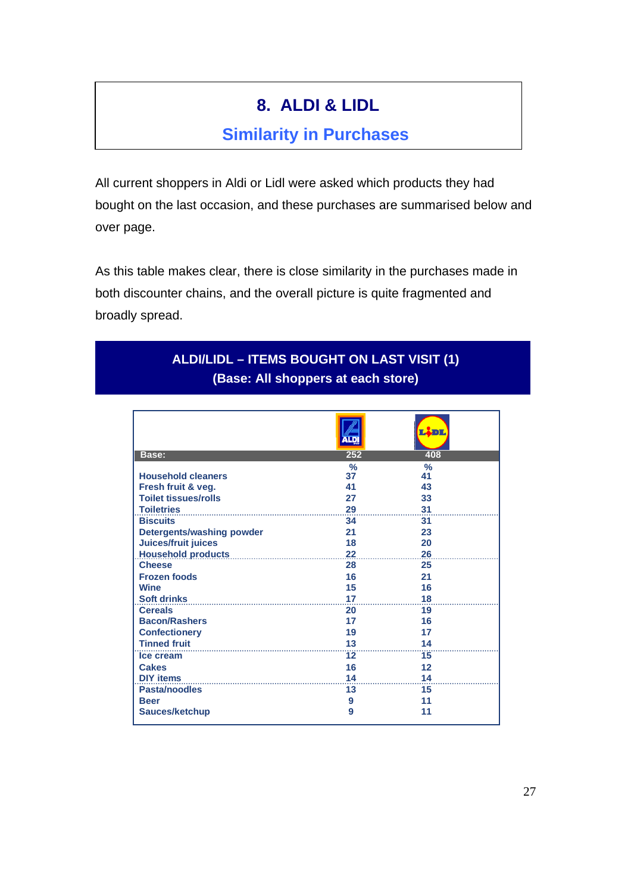# 8. ALDI & LIDL

## Similarity in Purchases

All current shoppers in Aldi or Lidl were asked which products they had bought on the last occasion, and these purchases are summarised below and over page.

As this table makes clear, there is close similarity in the purchases made in both discounter chains, and the overall picture is quite fragmented and broadly spread.

**ALDI/LIDL – ITEMS BOUGHT ON LAST VISIT (1)**
**(Base: All shoppers at each store)**

| | ALDI | LIDL |
|---|---|---|
| **Base:** | 252 | 408 |
| | % | % |
| Household cleaners | 37 | 41 |
| Fresh fruit & veg. | 41 | 43 |
| Toilet tissues/rolls | 27 | 33 |
| Toiletries | 29 | 31 |
| Biscuits | 34 | 31 |
| Detergents/washing powder | 21 | 23 |
| Juices/fruit juices | 18 | 20 |
| Household products | 22 | 26 |
| Cheese | 28 | 25 |
| Frozen foods | 16 | 21 |
| Wine | 15 | 16 |
| Soft drinks | 17 | 18 |
| Cereals | 20 | 19 |
| Bacon/Rashers | 17 | 16 |
| Confectionery | 19 | 17 |
| Tinned fruit | 13 | 14 |
| Ice cream | 12 | 15 |
| Cakes | 16 | 12 |
| DIY items | 14 | 14 |
| Pasta/noodles | 13 | 15 |
| Beer | 9 | 11 |
| Sauces/ketchup | 9 | 11 |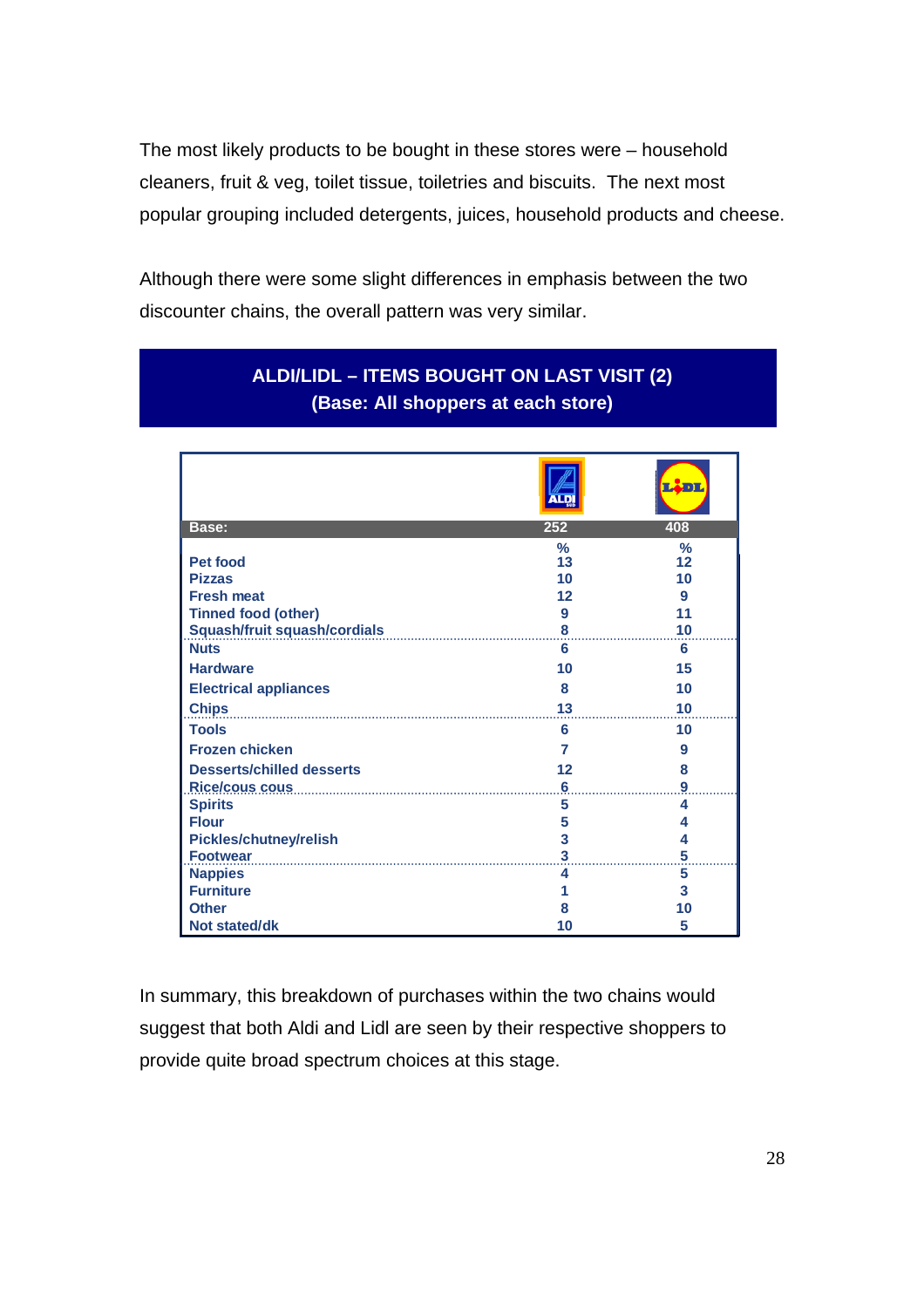The most likely products to be bought in these stores were – household cleaners, fruit & veg, toilet tissue, toiletries and biscuits. The next most popular grouping included detergents, juices, household products and cheese.

Although there were some slight differences in emphasis between the two discounter chains, the overall pattern was very similar.

**ALDI/LIDL – ITEMS BOUGHT ON LAST VISIT (2)**
**(Base: All shoppers at each store)**

| | ALDI | LIDL |
|---|---|---|
| **Base:** | 252 | 408 |
| | % | % |
| Pet food | 13 | 12 |
| Pizzas | 10 | 10 |
| Fresh meat | 12 | 9 |
| Tinned food (other) | 9 | 11 |
| Squash/fruit squash/cordials | 8 | 10 |
| Nuts | 6 | 6 |
| Hardware | 10 | 15 |
| Electrical appliances | 8 | 10 |
| Chips | 13 | 10 |
| Tools | 6 | 10 |
| Frozen chicken | 7 | 9 |
| Desserts/chilled desserts | 12 | 8 |
| Rice/cous cous | 6 | 9 |
| Spirits | 5 | 4 |
| Flour | 5 | 4 |
| Pickles/chutney/relish | 3 | 4 |
| Footwear | 3 | 5 |
| Nappies | 4 | 5 |
| Furniture | 1 | 3 |
| Other | 8 | 10 |
| Not stated/dk | 10 | 5 |

In summary, this breakdown of purchases within the two chains would suggest that both Aldi and Lidl are seen by their respective shoppers to provide quite broad spectrum choices at this stage.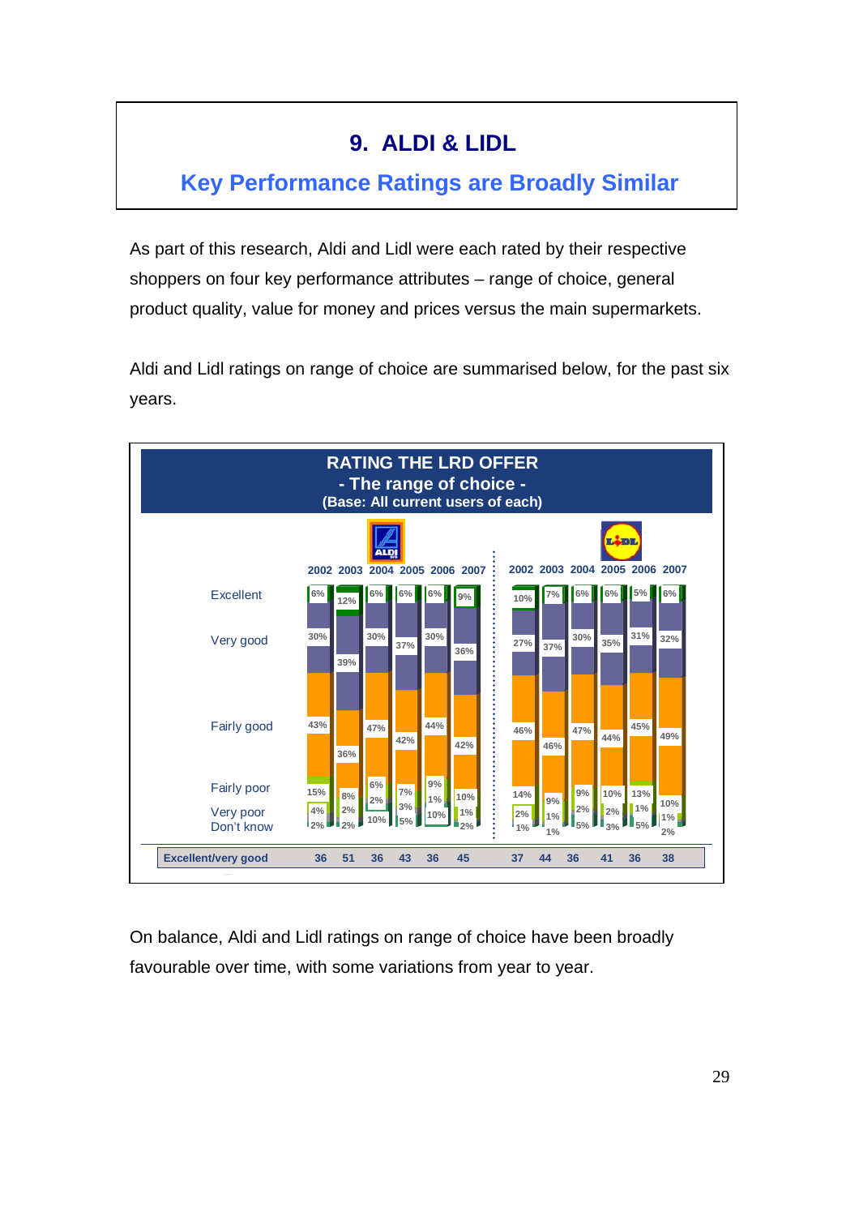# 9. ALDI & LIDL

## Key Performance Ratings are Broadly Similar

As part of this research, Aldi and Lidl were each rated by their respective shoppers on four key performance attributes – range of choice, general product quality, value for money and prices versus the main supermarkets.

Aldi and Lidl ratings on range of choice are summarised below, for the past six years.

**RATING THE LRD OFFER**
**- The range of choice -**
**(Base: All current users of each)**

| | ALDI 2002 | ALDI 2003 | ALDI 2004 | ALDI 2005 | ALDI 2006 | ALDI 2007 | LIDL 2002 | LIDL 2003 | LIDL 2004 | LIDL 2005 | LIDL 2006 | LIDL 2007 |
|---|---|---|---|---|---|---|---|---|---|---|---|---|
| Excellent | 6% | 12% | 6% | 6% | 6% | 9% | 10% | 7% | 6% | 6% | 5% | 6% |
| Very good | 30% | 39% | 30% | 37% | 30% | 36% | 27% | 37% | 30% | 35% | 31% | 32% |
| Fairly good | 43% | 36% | 47% | 42% | 44% | 42% | 46% | 46% | 47% | 44% | 45% | 49% |
| Fairly poor | 15% | 8% | 6% | 7% | 9% | 10% | 14% | 9% | 9% | 10% | 13% | 10% |
| Very poor | 4% | 2% | 2% | 3% | 1% | 1% | 2% | 1% | 2% | 2% | 1% | 1% |
| Don't know | 2% | 2% | 10% | 5% | 10% | 2% | 1% | 1% | 5% | 3% | 5% | 2% |
| **Excellent/very good** | 36 | 51 | 36 | 43 | 36 | 45 | 37 | 44 | 36 | 41 | 36 | 38 |

On balance, Aldi and Lidl ratings on range of choice have been broadly favourable over time, with some variations from year to year.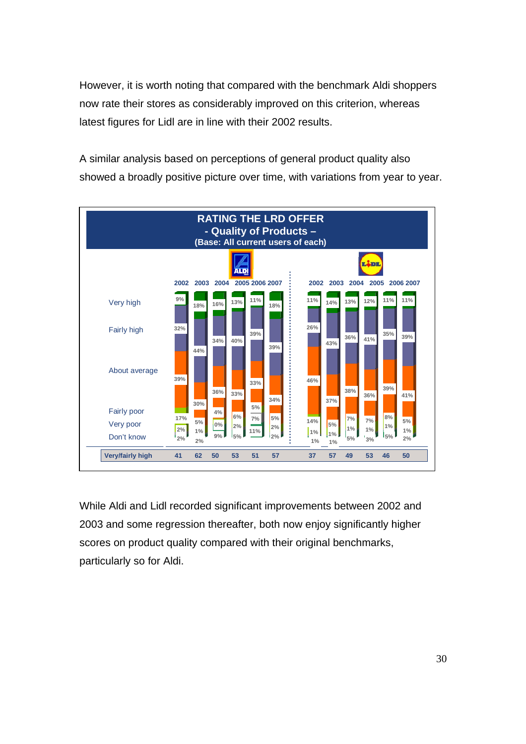However, it is worth noting that compared with the benchmark Aldi shoppers now rate their stores as considerably improved on this criterion, whereas latest figures for Lidl are in line with their 2002 results.

A similar analysis based on perceptions of general product quality also showed a broadly positive picture over time, with variations from year to year.

**RATING THE LRD OFFER**
**- Quality of Products –**
**(Base: All current users of each)**

| | ALDI 2002 | ALDI 2003 | ALDI 2004 | ALDI 2005 | ALDI 2006 | ALDI 2007 | LIDL 2002 | LIDL 2003 | LIDL 2004 | LIDL 2005 | LIDL 2006 | LIDL 2007 |
|---|---|---|---|---|---|---|---|---|---|---|---|---|
| Very high | 9% | 18% | 16% | 13% | 11% | 18% | 11% | 14% | 13% | 12% | 11% | 11% |
| Fairly high | 32% | 44% | 34% | 40% | 39% | 39% | 26% | 43% | 36% | 41% | 35% | 39% |
| About average | 39% | 30% | 36% | 33% | 33% | 34% | 46% | 37% | 38% | 36% | 39% | 41% |
| Fairly poor | 17% | 5% | 4% | 6% | 5% | 5% | 14% | 5% | 7% | 7% | 8% | 5% |
| Very poor | 2% | 1% | 0% | 2% | 7% | 2% | 1% | 1% | 1% | 1% | 1% | 1% |
| Don't know | 2% | 2% | 9% | 5% | 11% | 2% | 1% | 1% | 5% | 3% | 5% | 2% |
| **Very/fairly high** | 41 | 62 | 50 | 53 | 51 | 57 | 37 | 57 | 49 | 53 | 46 | 50 |

While Aldi and Lidl recorded significant improvements between 2002 and 2003 and some regression thereafter, both now enjoy significantly higher scores on product quality compared with their original benchmarks, particularly so for Aldi.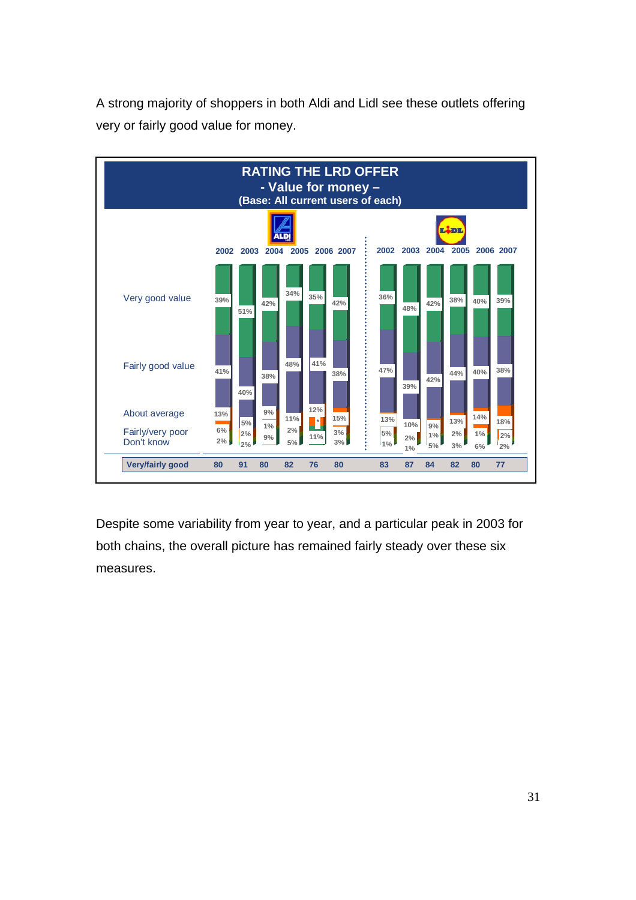A strong majority of shoppers in both Aldi and Lidl see these outlets offering very or fairly good value for money.

**RATING THE LRD OFFER**
**- Value for money –**
**(Base: All current users of each)**

| | ALDI 2002 | ALDI 2003 | ALDI 2004 | ALDI 2005 | ALDI 2006 | ALDI 2007 | LIDL 2002 | LIDL 2003 | LIDL 2004 | LIDL 2005 | LIDL 2006 | LIDL 2007 |
|---|---|---|---|---|---|---|---|---|---|---|---|---|
| Very good value | 39% | 51% | 42% | 34% | 35% | 42% | 36% | 48% | 42% | 38% | 40% | 39% |
| Fairly good value | 41% | 40% | 38% | 48% | 41% | 38% | 47% | 39% | 42% | 44% | 40% | 38% |
| About average | 13% | 5% | 9% | 11% | 12% | 15% | 13% | 10% | 9% | 13% | 14% | 18% |
| Fairly/very poor | 6% | 2% | 1% | 2% | * | 3% | 5% | 2% | 1% | 2% | 1% | 2% |
| Don't know | 2% | 2% | 9% | 5% | 11% | 3% | 1% | 1% | 5% | 3% | 6% | 2% |
| **Very/fairly good** | 80 | 91 | 80 | 82 | 76 | 80 | 83 | 87 | 84 | 82 | 80 | 77 |

Despite some variability from year to year, and a particular peak in 2003 for both chains, the overall picture has remained fairly steady over these six measures.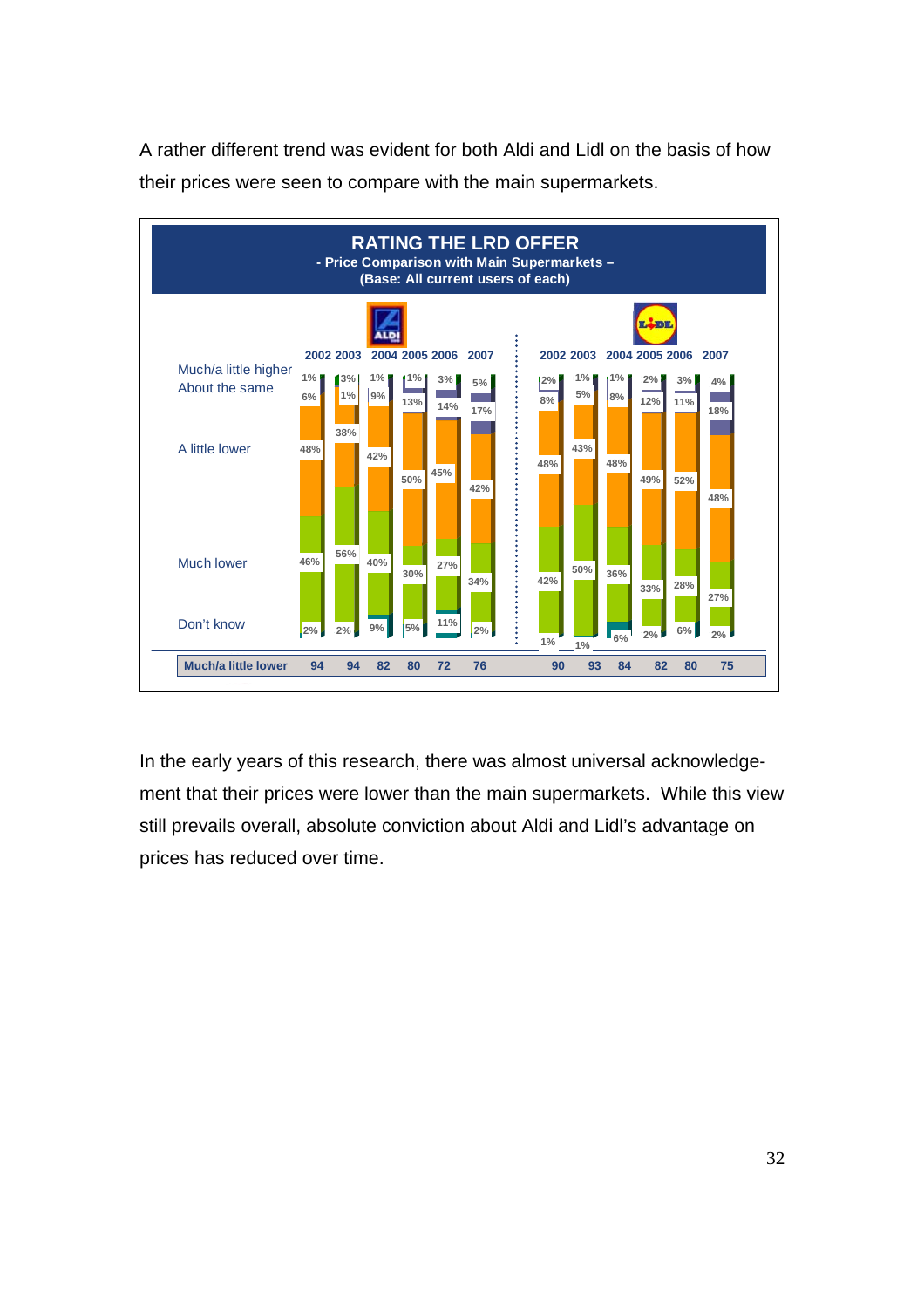A rather different trend was evident for both Aldi and Lidl on the basis of how their prices were seen to compare with the main supermarkets.

**RATING THE LRD OFFER**
**- Price Comparison with Main Supermarkets –**
**(Base: All current users of each)**

| | Aldi 2002 | Aldi 2003 | Aldi 2004 | Aldi 2005 | Aldi 2006 | Aldi 2007 | Lidl 2002 | Lidl 2003 | Lidl 2004 | Lidl 2005 | Lidl 2006 | Lidl 2007 |
|---|---|---|---|---|---|---|---|---|---|---|---|---|
| Much/a little higher | 1% | 3% | 1% | 1% | 3% | 5% | 2% | 1% | 1% | 2% | 3% | 4% |
| About the same | 6% | 1% | 9% | 13% | 14% | 17% | 8% | 5% | 8% | 12% | 11% | 18% |
| A little lower | 48% | 38% | 42% | 50% | 45% | 42% | 48% | 43% | 48% | 49% | 52% | 48% |
| Much lower | 46% | 56% | 40% | 30% | 27% | 34% | 42% | 50% | 36% | 33% | 28% | 27% |
| Don't know | 2% | 2% | 9% | 5% | 11% | 2% | 1% | 1% | 6% | 2% | 6% | 2% |
| **Much/a little lower** | 94 | 94 | 82 | 80 | 72 | 76 | 90 | 93 | 84 | 82 | 80 | 75 |

In the early years of this research, there was almost universal acknowledgement that their prices were lower than the main supermarkets. While this view still prevails overall, absolute conviction about Aldi and Lidl's advantage on prices has reduced over time.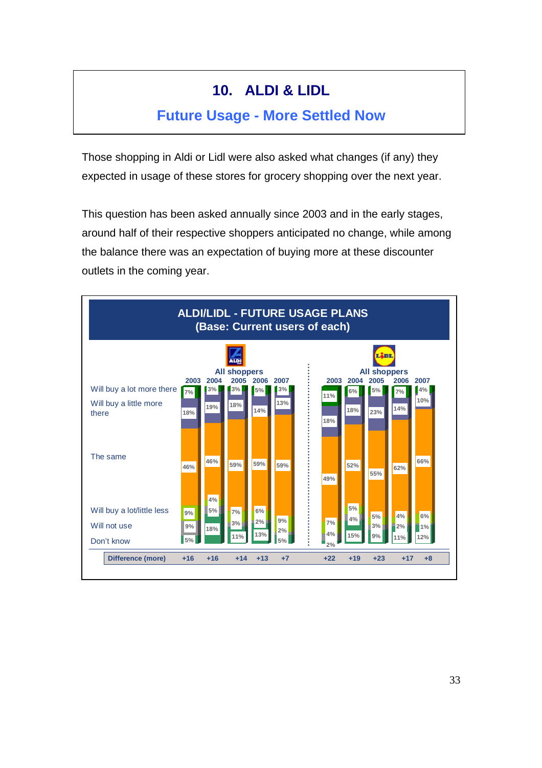# 10. ALDI & LIDL

## Future Usage - More Settled Now

Those shopping in Aldi or Lidl were also asked what changes (if any) they expected in usage of these stores for grocery shopping over the next year.

This question has been asked annually since 2003 and in the early stages, around half of their respective shoppers anticipated no change, while among the balance there was an expectation of buying more at these discounter outlets in the coming year.

**ALDI/LIDL - FUTURE USAGE PLANS**
**(Base: Current users of each)**

| | ALDI All shoppers 2003 | 2004 | 2005 | 2006 | 2007 | LIDL All shoppers 2003 | 2004 | 2005 | 2006 | 2007 |
|---|---|---|---|---|---|---|---|---|---|---|
| Will buy a lot more there | 7% | 3% | 3% | 5% | 3% | 11% | 6% | 5% | 7% | 4% |
| Will buy a little more there | 18% | 19% | 18% | 14% | 13% | 18% | 18% | 23% | 14% | 10% |
| The same | 46% | 46% | 59% | 59% | 59% | 49% | 52% | 55% | 62% | 66% |
| Will buy a lot/little less | 9% | 4% | 7% | 6% | 9% | 7% | 5% | 5% | 4% | 6% |
| Will not use | 9% | 5% / 18% | 3% | 2% | 2% | 4% | 4% | 3% | 2% | 1% |
| Don't know | 5% | | 11% | 13% | 5% | 2% | 15% | 9% | 11% | 12% |
| Difference (more) | +16 | +16 | +14 | +13 | +7 | +22 | +19 | +23 | +17 | +8 |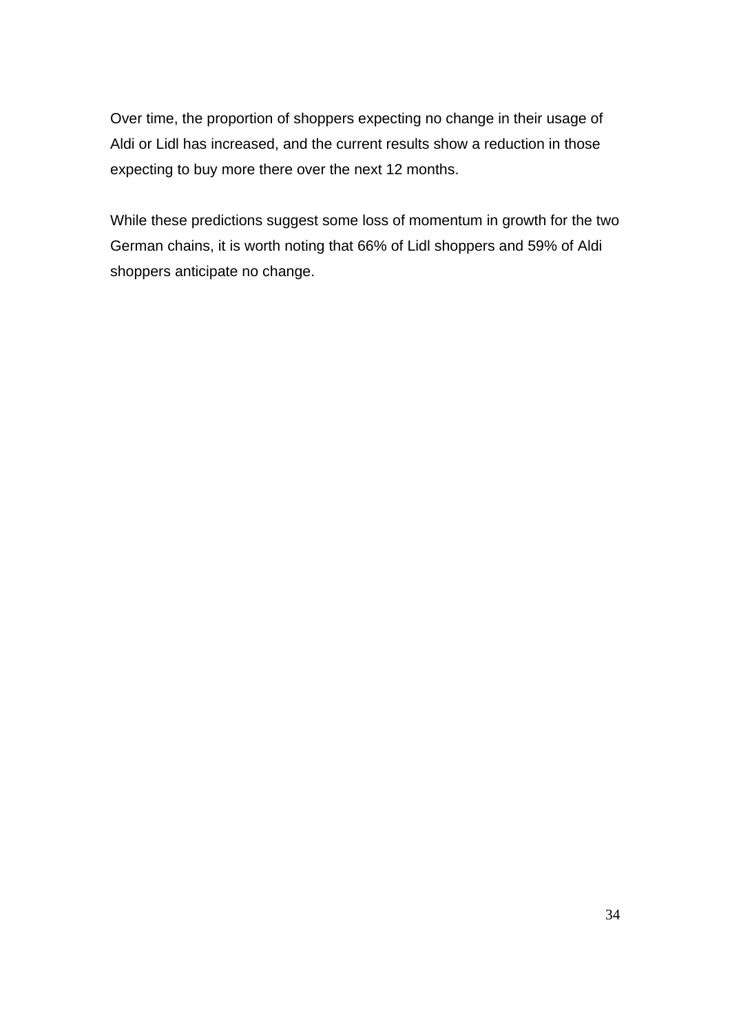Over time, the proportion of shoppers expecting no change in their usage of Aldi or Lidl has increased, and the current results show a reduction in those expecting to buy more there over the next 12 months.

While these predictions suggest some loss of momentum in growth for the two German chains, it is worth noting that 66% of Lidl shoppers and 59% of Aldi shoppers anticipate no change.